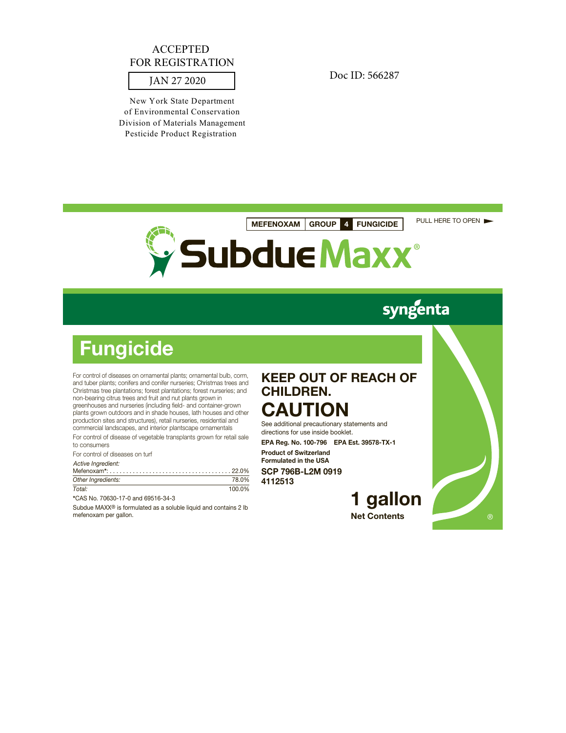ACCEPTED
FOR REGISTRATION

JAN 27 2020

New York State Department
of Environmental Conservation
Division of Materials Management
Pesticide Product Registration

Doc ID: 566287

**MEFENOXAM | GROUP 4 FUNGICIDE**

PULL HERE TO OPEN ►

# Subdue Maxx®

syngenta

# Fungicide

For control of diseases on ornamental plants; ornamental bulb, corm, and tuber plants; conifers and conifer nurseries; Christmas trees and Christmas tree plantations; forest plantations; forest nurseries; and non-bearing citrus trees and fruit and nut plants grown in greenhouses and nurseries (including field- and container-grown plants grown outdoors and in shade houses, lath houses and other production sites and structures), retail nurseries, residential and commercial landscapes, and interior plantscape ornamentals

For control of disease of vegetable transplants grown for retail sale to consumers

For control of diseases on turf

| *Active Ingredient:* | |
|---|---|
| Mefenoxam*: | 22.0% |
| *Other Ingredients:* | 78.0% |
| *Total:* | 100.0% |

*CAS No. 70630-17-0 and 69516-34-3

Subdue MAXX® is formulated as a soluble liquid and contains 2 lb mefenoxam per gallon.

## KEEP OUT OF REACH OF CHILDREN.

# CAUTION

See additional precautionary statements and directions for use inside booklet.

**EPA Reg. No. 100-796 EPA Est. 39578-TX-1**

**Product of Switzerland**
**Formulated in the USA**

**SCP 796B-L2M 0919**
**4112513**

**1 gallon**
**Net Contents**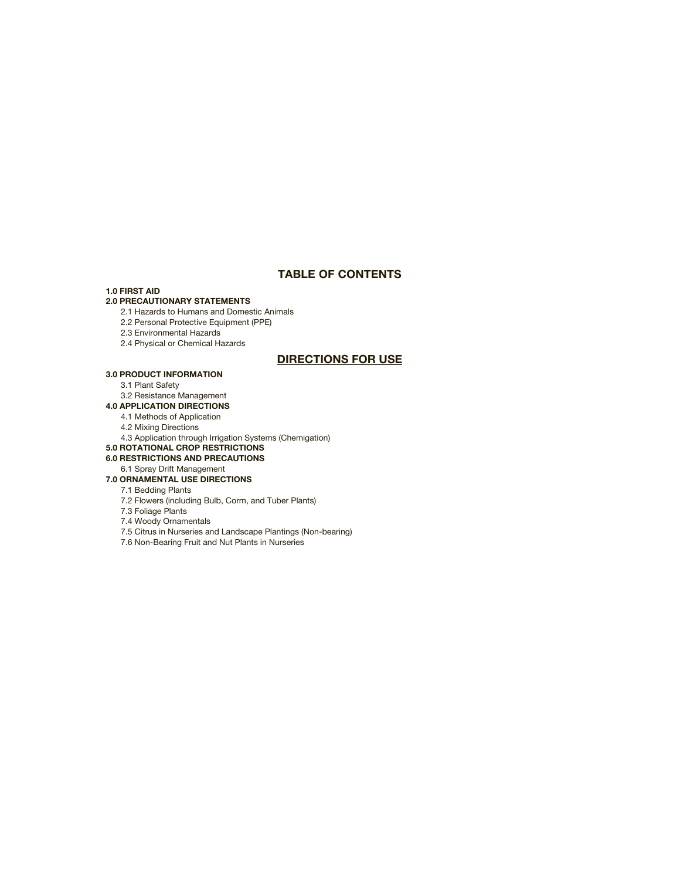## TABLE OF CONTENTS

**1.0 FIRST AID**

**2.0 PRECAUTIONARY STATEMENTS**

- 2.1 Hazards to Humans and Domestic Animals
- 2.2 Personal Protective Equipment (PPE)
- 2.3 Environmental Hazards
- 2.4 Physical or Chemical Hazards

## DIRECTIONS FOR USE

**3.0 PRODUCT INFORMATION**

- 3.1 Plant Safety
- 3.2 Resistance Management

**4.0 APPLICATION DIRECTIONS**

- 4.1 Methods of Application
- 4.2 Mixing Directions
- 4.3 Application through Irrigation Systems (Chemigation)

**5.0 ROTATIONAL CROP RESTRICTIONS**

**6.0 RESTRICTIONS AND PRECAUTIONS**

- 6.1 Spray Drift Management

**7.0 ORNAMENTAL USE DIRECTIONS**

- 7.1 Bedding Plants
- 7.2 Flowers (including Bulb, Corm, and Tuber Plants)
- 7.3 Foliage Plants
- 7.4 Woody Ornamentals
- 7.5 Citrus in Nurseries and Landscape Plantings (Non-bearing)
- 7.6 Non-Bearing Fruit and Nut Plants in Nurseries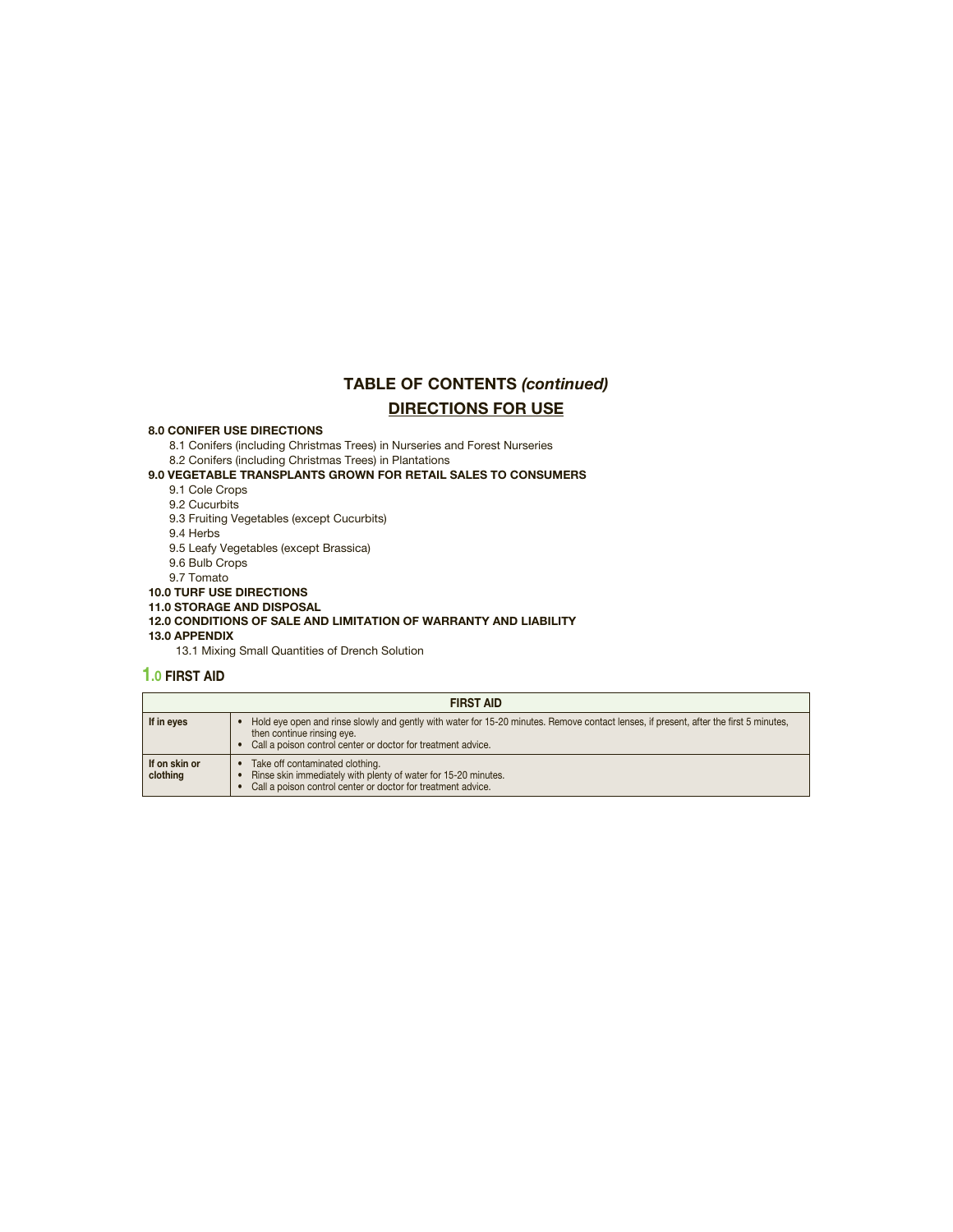## TABLE OF CONTENTS *(continued)*

## DIRECTIONS FOR USE

**8.0 CONIFER USE DIRECTIONS**

- 8.1 Conifers (including Christmas Trees) in Nurseries and Forest Nurseries
- 8.2 Conifers (including Christmas Trees) in Plantations

**9.0 VEGETABLE TRANSPLANTS GROWN FOR RETAIL SALES TO CONSUMERS**

- 9.1 Cole Crops
- 9.2 Cucurbits
- 9.3 Fruiting Vegetables (except Cucurbits)
- 9.4 Herbs
- 9.5 Leafy Vegetables (except Brassica)
- 9.6 Bulb Crops
- 9.7 Tomato

**10.0 TURF USE DIRECTIONS**

**11.0 STORAGE AND DISPOSAL**

**12.0 CONDITIONS OF SALE AND LIMITATION OF WARRANTY AND LIABILITY**

**13.0 APPENDIX**

- 13.1 Mixing Small Quantities of Drench Solution

## 1.0 FIRST AID

| FIRST AID | |
|---|---|
| **If in eyes** | • Hold eye open and rinse slowly and gently with water for 15-20 minutes. Remove contact lenses, if present, after the first 5 minutes, then continue rinsing eye.<br>• Call a poison control center or doctor for treatment advice. |
| **If on skin or clothing** | • Take off contaminated clothing.<br>• Rinse skin immediately with plenty of water for 15-20 minutes.<br>• Call a poison control center or doctor for treatment advice. |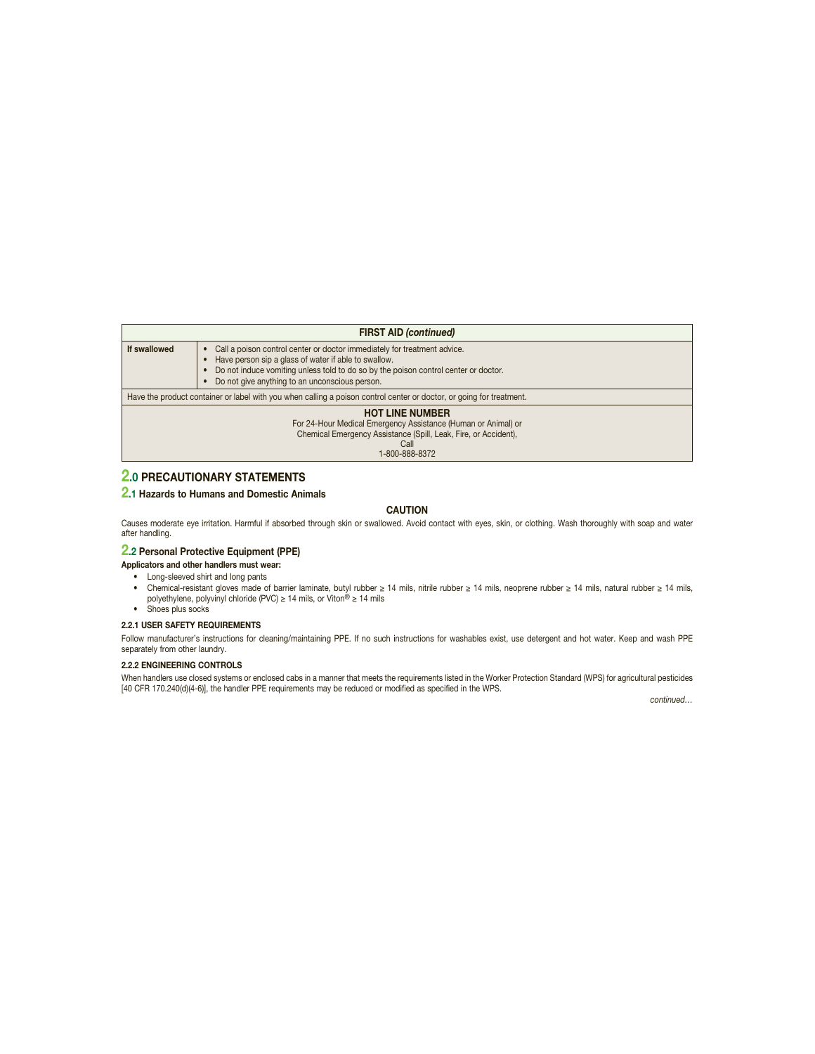| FIRST AID *(continued)* | |
|---|---|
| **If swallowed** | • Call a poison control center or doctor immediately for treatment advice.<br>• Have person sip a glass of water if able to swallow.<br>• Do not induce vomiting unless told to do so by the poison control center or doctor.<br>• Do not give anything to an unconscious person. |
| Have the product container or label with you when calling a poison control center or doctor, or going for treatment. | |
| **HOT LINE NUMBER**<br>For 24-Hour Medical Emergency Assistance (Human or Animal) or<br>Chemical Emergency Assistance (Spill, Leak, Fire, or Accident),<br>Call<br>1-800-888-8372 | |

## 2.0 PRECAUTIONARY STATEMENTS

### 2.1 Hazards to Humans and Domestic Animals

**CAUTION**

Causes moderate eye irritation. Harmful if absorbed through skin or swallowed. Avoid contact with eyes, skin, or clothing. Wash thoroughly with soap and water after handling.

### 2.2 Personal Protective Equipment (PPE)

**Applicators and other handlers must wear:**

- Long-sleeved shirt and long pants
- Chemical-resistant gloves made of barrier laminate, butyl rubber ≥ 14 mils, nitrile rubber ≥ 14 mils, neoprene rubber ≥ 14 mils, natural rubber ≥ 14 mils, polyethylene, polyvinyl chloride (PVC) ≥ 14 mils, or Viton® ≥ 14 mils
- Shoes plus socks

#### 2.2.1 USER SAFETY REQUIREMENTS

Follow manufacturer's instructions for cleaning/maintaining PPE. If no such instructions for washables exist, use detergent and hot water. Keep and wash PPE separately from other laundry.

#### 2.2.2 ENGINEERING CONTROLS

When handlers use closed systems or enclosed cabs in a manner that meets the requirements listed in the Worker Protection Standard (WPS) for agricultural pesticides [40 CFR 170.240(d)(4-6)], the handler PPE requirements may be reduced or modified as specified in the WPS.

*continued…*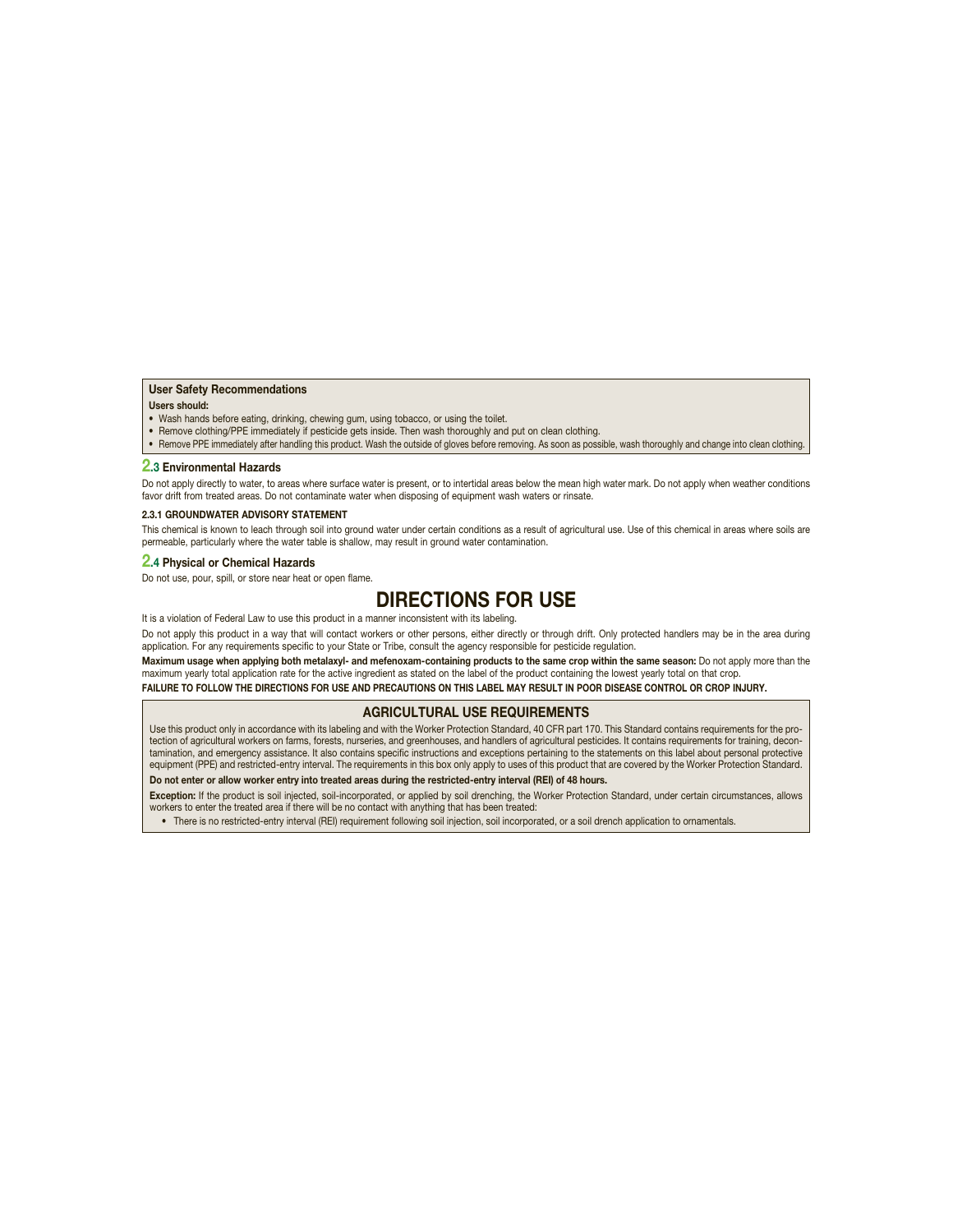### User Safety Recommendations

**Users should:**

- Wash hands before eating, drinking, chewing gum, using tobacco, or using the toilet.
- Remove clothing/PPE immediately if pesticide gets inside. Then wash thoroughly and put on clean clothing.
- Remove PPE immediately after handling this product. Wash the outside of gloves before removing. As soon as possible, wash thoroughly and change into clean clothing.

## 2.3 Environmental Hazards

Do not apply directly to water, to areas where surface water is present, or to intertidal areas below the mean high water mark. Do not apply when weather conditions favor drift from treated areas. Do not contaminate water when disposing of equipment wash waters or rinsate.

#### 2.3.1 GROUNDWATER ADVISORY STATEMENT

This chemical is known to leach through soil into ground water under certain conditions as a result of agricultural use. Use of this chemical in areas where soils are permeable, particularly where the water table is shallow, may result in ground water contamination.

## 2.4 Physical or Chemical Hazards

Do not use, pour, spill, or store near heat or open flame.

# DIRECTIONS FOR USE

It is a violation of Federal Law to use this product in a manner inconsistent with its labeling.

Do not apply this product in a way that will contact workers or other persons, either directly or through drift. Only protected handlers may be in the area during application. For any requirements specific to your State or Tribe, consult the agency responsible for pesticide regulation.

**Maximum usage when applying both metalaxyl- and mefenoxam-containing products to the same crop within the same season:** Do not apply more than the maximum yearly total application rate for the active ingredient as stated on the label of the product containing the lowest yearly total on that crop.

**FAILURE TO FOLLOW THE DIRECTIONS FOR USE AND PRECAUTIONS ON THIS LABEL MAY RESULT IN POOR DISEASE CONTROL OR CROP INJURY.**

## AGRICULTURAL USE REQUIREMENTS

Use this product only in accordance with its labeling and with the Worker Protection Standard, 40 CFR part 170. This Standard contains requirements for the protection of agricultural workers on farms, forests, nurseries, and greenhouses, and handlers of agricultural pesticides. It contains requirements for training, decontamination, and emergency assistance. It also contains specific instructions and exceptions pertaining to the statements on this label about personal protective equipment (PPE) and restricted-entry interval. The requirements in this box only apply to uses of this product that are covered by the Worker Protection Standard.

**Do not enter or allow worker entry into treated areas during the restricted-entry interval (REI) of 48 hours.**

**Exception:** If the product is soil injected, soil-incorporated, or applied by soil drenching, the Worker Protection Standard, under certain circumstances, allows workers to enter the treated area if there will be no contact with anything that has been treated:

- There is no restricted-entry interval (REI) requirement following soil injection, soil incorporated, or a soil drench application to ornamentals.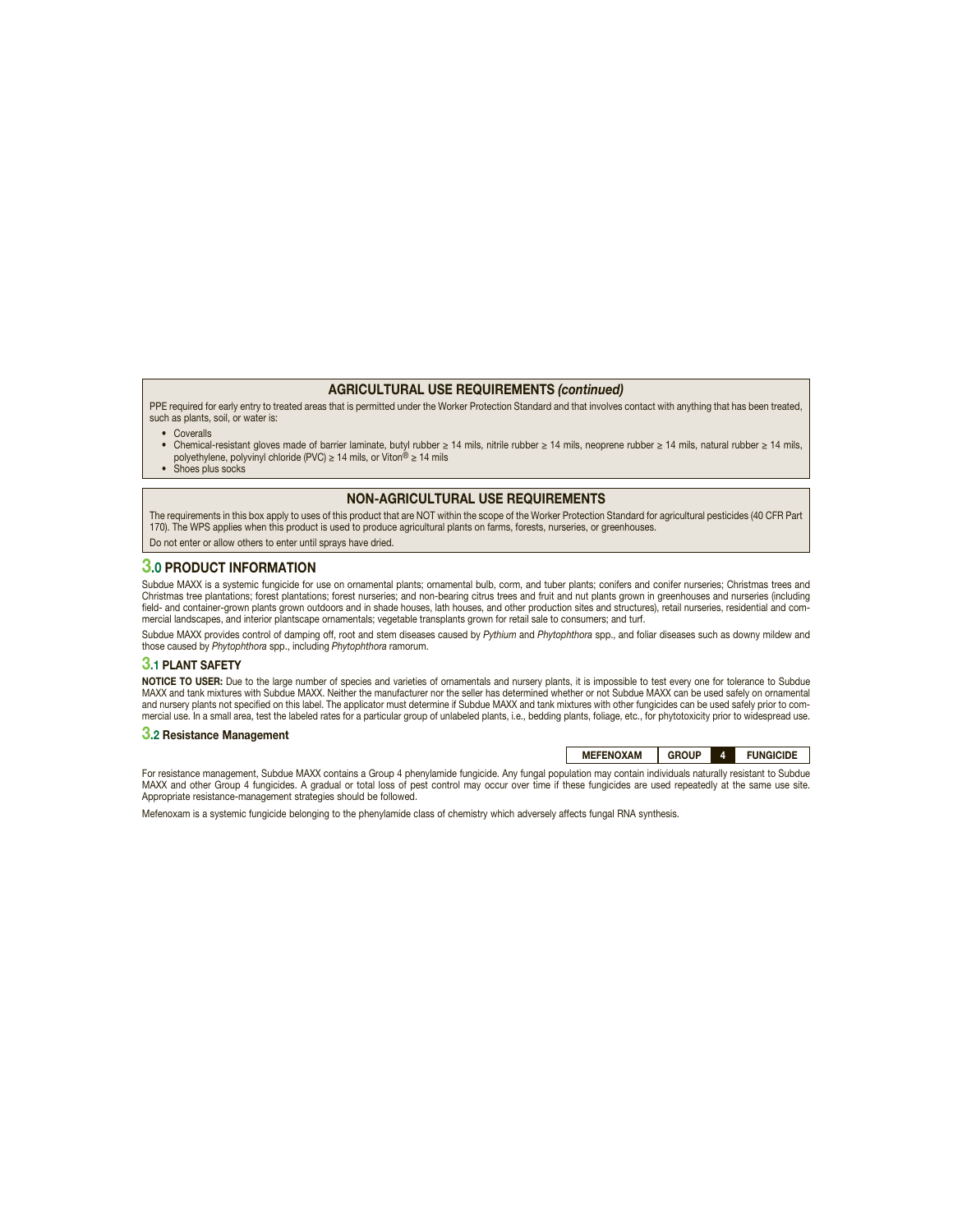## AGRICULTURAL USE REQUIREMENTS *(continued)*

PPE required for early entry to treated areas that is permitted under the Worker Protection Standard and that involves contact with anything that has been treated, such as plants, soil, or water is:

- Coveralls
- Chemical-resistant gloves made of barrier laminate, butyl rubber ≥ 14 mils, nitrile rubber ≥ 14 mils, neoprene rubber ≥ 14 mils, natural rubber ≥ 14 mils, polyethylene, polyvinyl chloride (PVC) ≥ 14 mils, or Viton® ≥ 14 mils
- Shoes plus socks

## NON-AGRICULTURAL USE REQUIREMENTS

The requirements in this box apply to uses of this product that are NOT within the scope of the Worker Protection Standard for agricultural pesticides (40 CFR Part 170). The WPS applies when this product is used to produce agricultural plants on farms, forests, nurseries, or greenhouses.

Do not enter or allow others to enter until sprays have dried.

# 3.0 PRODUCT INFORMATION

Subdue MAXX is a systemic fungicide for use on ornamental plants; ornamental bulb, corm, and tuber plants; conifers and conifer nurseries; Christmas trees and Christmas tree plantations; forest plantations; forest nurseries; and non-bearing citrus trees and fruit and nut plants grown in greenhouses and nurseries (including field- and container-grown plants grown outdoors and in shade houses, lath houses, and other production sites and structures), retail nurseries, residential and commercial landscapes, and interior plantscape ornamentals; vegetable transplants grown for retail sale to consumers; and turf.

Subdue MAXX provides control of damping off, root and stem diseases caused by *Pythium* and *Phytophthora* spp., and foliar diseases such as downy mildew and those caused by *Phytophthora* spp., including *Phytophthora* ramorum.

## 3.1 PLANT SAFETY

**NOTICE TO USER:** Due to the large number of species and varieties of ornamentals and nursery plants, it is impossible to test every one for tolerance to Subdue MAXX and tank mixtures with Subdue MAXX. Neither the manufacturer nor the seller has determined whether or not Subdue MAXX can be used safely on ornamental and nursery plants not specified on this label. The applicator must determine if Subdue MAXX and tank mixtures with other fungicides can be used safely prior to commercial use. In a small area, test the labeled rates for a particular group of unlabeled plants, i.e., bedding plants, foliage, etc., for phytotoxicity prior to widespread use.

## 3.2 Resistance Management

| MEFENOXAM | GROUP | 4 | FUNGICIDE |
|---|---|---|---|

For resistance management, Subdue MAXX contains a Group 4 phenylamide fungicide. Any fungal population may contain individuals naturally resistant to Subdue MAXX and other Group 4 fungicides. A gradual or total loss of pest control may occur over time if these fungicides are used repeatedly at the same use site. Appropriate resistance-management strategies should be followed.

Mefenoxam is a systemic fungicide belonging to the phenylamide class of chemistry which adversely affects fungal RNA synthesis.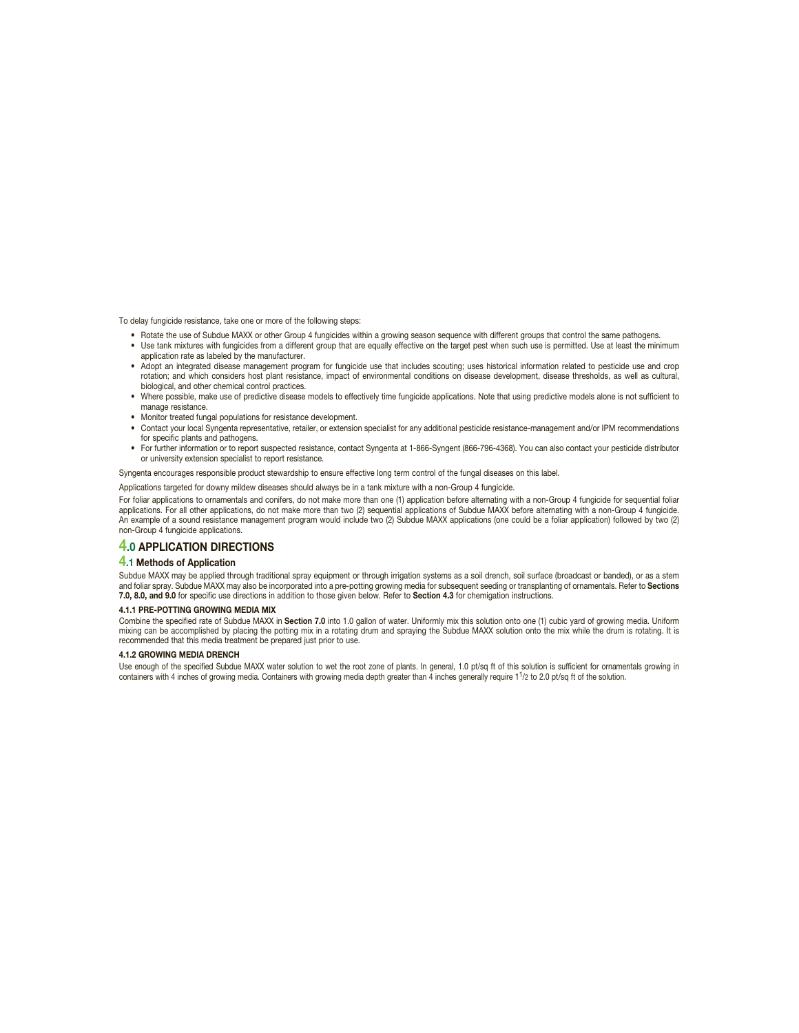To delay fungicide resistance, take one or more of the following steps:

- Rotate the use of Subdue MAXX or other Group 4 fungicides within a growing season sequence with different groups that control the same pathogens.
- Use tank mixtures with fungicides from a different group that are equally effective on the target pest when such use is permitted. Use at least the minimum application rate as labeled by the manufacturer.
- Adopt an integrated disease management program for fungicide use that includes scouting; uses historical information related to pesticide use and crop rotation; and which considers host plant resistance, impact of environmental conditions on disease development, disease thresholds, as well as cultural, biological, and other chemical control practices.
- Where possible, make use of predictive disease models to effectively time fungicide applications. Note that using predictive models alone is not sufficient to manage resistance.
- Monitor treated fungal populations for resistance development.
- Contact your local Syngenta representative, retailer, or extension specialist for any additional pesticide resistance-management and/or IPM recommendations for specific plants and pathogens.
- For further information or to report suspected resistance, contact Syngenta at 1-866-Syngent (866-796-4368). You can also contact your pesticide distributor or university extension specialist to report resistance.

Syngenta encourages responsible product stewardship to ensure effective long term control of the fungal diseases on this label.

Applications targeted for downy mildew diseases should always be in a tank mixture with a non-Group 4 fungicide.

For foliar applications to ornamentals and conifers, do not make more than one (1) application before alternating with a non-Group 4 fungicide for sequential foliar applications. For all other applications, do not make more than two (2) sequential applications of Subdue MAXX before alternating with a non-Group 4 fungicide. An example of a sound resistance management program would include two (2) Subdue MAXX applications (one could be a foliar application) followed by two (2) non-Group 4 fungicide applications.

## 4.0 APPLICATION DIRECTIONS

### 4.1 Methods of Application

Subdue MAXX may be applied through traditional spray equipment or through irrigation systems as a soil drench, soil surface (broadcast or banded), or as a stem and foliar spray. Subdue MAXX may also be incorporated into a pre-potting growing media for subsequent seeding or transplanting of ornamentals. Refer to **Sections 7.0, 8.0, and 9.0** for specific use directions in addition to those given below. Refer to **Section 4.3** for chemigation instructions.

#### 4.1.1 PRE-POTTING GROWING MEDIA MIX

Combine the specified rate of Subdue MAXX in **Section 7.0** into 1.0 gallon of water. Uniformly mix this solution onto one (1) cubic yard of growing media. Uniform mixing can be accomplished by placing the potting mix in a rotating drum and spraying the Subdue MAXX solution onto the mix while the drum is rotating. It is recommended that this media treatment be prepared just prior to use.

#### 4.1.2 GROWING MEDIA DRENCH

Use enough of the specified Subdue MAXX water solution to wet the root zone of plants. In general, 1.0 pt/sq ft of this solution is sufficient for ornamentals growing in containers with 4 inches of growing media. Containers with growing media depth greater than 4 inches generally require 1 1/2 to 2.0 pt/sq ft of the solution.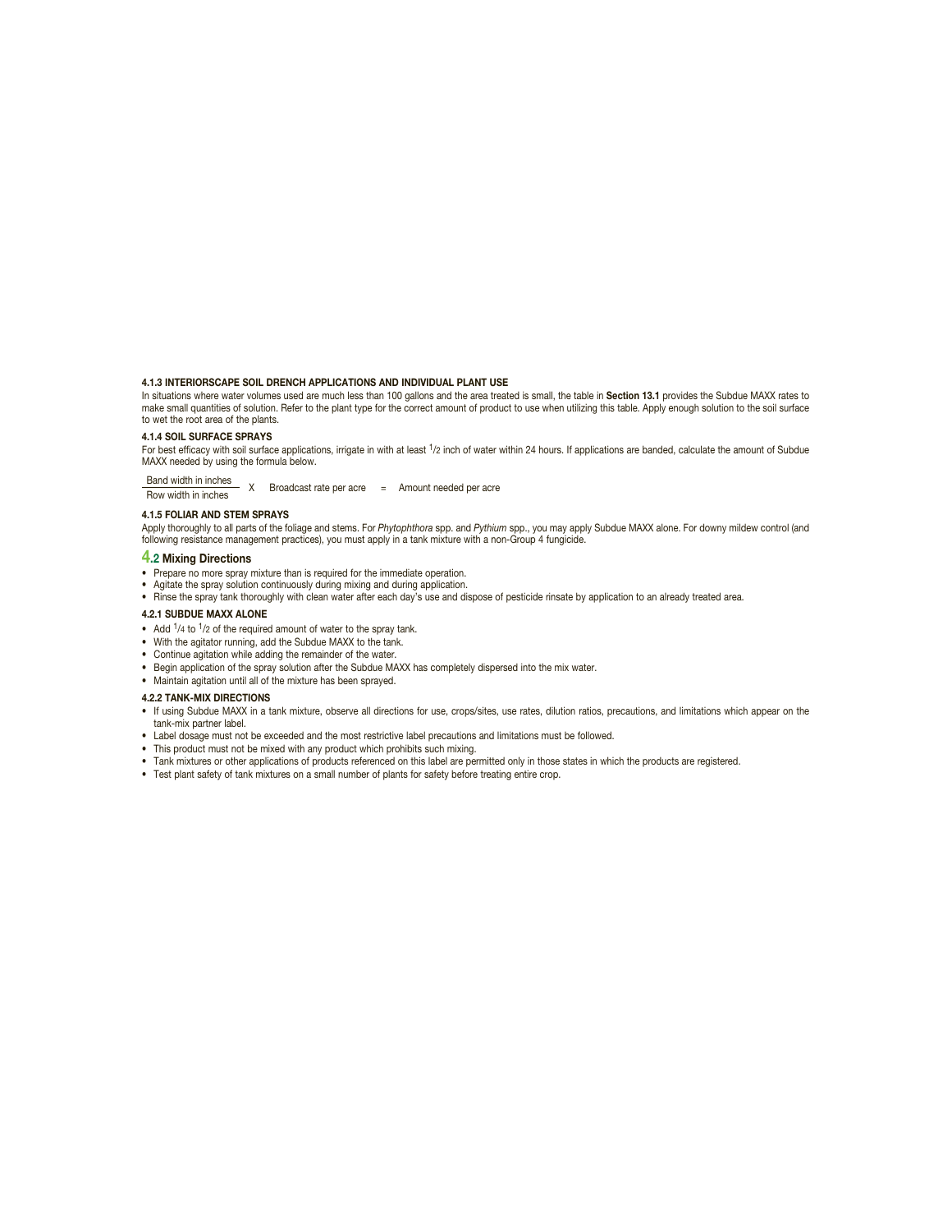#### 4.1.3 INTERIORSCAPE SOIL DRENCH APPLICATIONS AND INDIVIDUAL PLANT USE

In situations where water volumes used are much less than 100 gallons and the area treated is small, the table in **Section 13.1** provides the Subdue MAXX rates to make small quantities of solution. Refer to the plant type for the correct amount of product to use when utilizing this table. Apply enough solution to the soil surface to wet the root area of the plants.

#### 4.1.4 SOIL SURFACE SPRAYS

For best efficacy with soil surface applications, irrigate in with at least $^{1}/_{2}$ inch of water within 24 hours. If applications are banded, calculate the amount of Subdue MAXX needed by using the formula below.

$$\frac{\text{Band width in inches}}{\text{Row width in inches}} \times \text{Broadcast rate per acre} = \text{Amount needed per acre}$$

#### 4.1.5 FOLIAR AND STEM SPRAYS

Apply thoroughly to all parts of the foliage and stems. For *Phytophthora* spp. and *Pythium* spp., you may apply Subdue MAXX alone. For downy mildew control (and following resistance management practices), you must apply in a tank mixture with a non-Group 4 fungicide.

### 4.2 Mixing Directions

- Prepare no more spray mixture than is required for the immediate operation.
- Agitate the spray solution continuously during mixing and during application.
- Rinse the spray tank thoroughly with clean water after each day's use and dispose of pesticide rinsate by application to an already treated area.

#### 4.2.1 SUBDUE MAXX ALONE

- Add $^{1}/_{4}$ to $^{1}/_{2}$ of the required amount of water to the spray tank.
- With the agitator running, add the Subdue MAXX to the tank.
- Continue agitation while adding the remainder of the water.
- Begin application of the spray solution after the Subdue MAXX has completely dispersed into the mix water.
- Maintain agitation until all of the mixture has been sprayed.

#### 4.2.2 TANK-MIX DIRECTIONS

- If using Subdue MAXX in a tank mixture, observe all directions for use, crops/sites, use rates, dilution ratios, precautions, and limitations which appear on the tank-mix partner label.
- Label dosage must not be exceeded and the most restrictive label precautions and limitations must be followed.
- This product must not be mixed with any product which prohibits such mixing.
- Tank mixtures or other applications of products referenced on this label are permitted only in those states in which the products are registered.
- Test plant safety of tank mixtures on a small number of plants for safety before treating entire crop.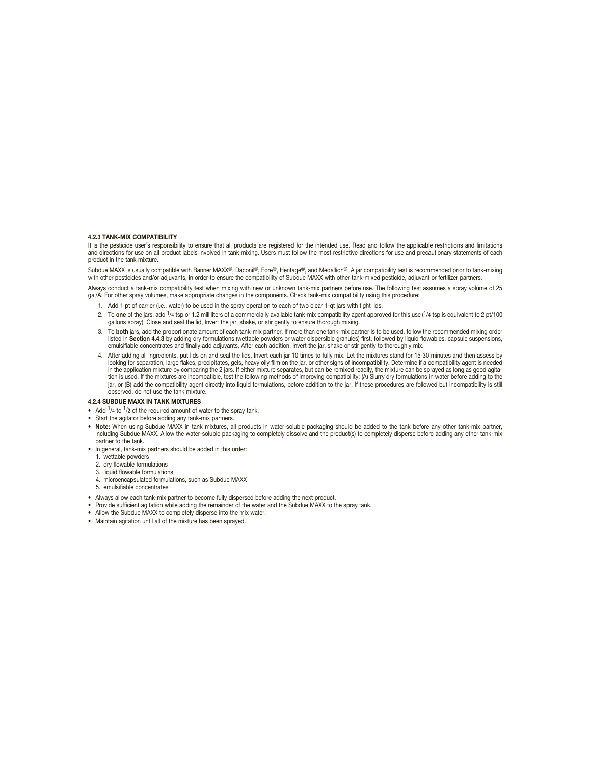#### 4.2.3 TANK-MIX COMPATIBILITY

It is the pesticide user's responsibility to ensure that all products are registered for the intended use. Read and follow the applicable restrictions and limitations and directions for use on all product labels involved in tank mixing. Users must follow the most restrictive directions for use and precautionary statements of each product in the tank mixture.

Subdue MAXX is usually compatible with Banner MAXX®, Daconil®, Fore®, Heritage®, and Medallion®. A jar compatibility test is recommended prior to tank-mixing with other pesticides and/or adjuvants, in order to ensure the compatibility of Subdue MAXX with other tank-mixed pesticide, adjuvant or fertilizer partners.

Always conduct a tank-mix compatibility test when mixing with new or unknown tank-mix partners before use. The following test assumes a spray volume of 25 gal/A. For other spray volumes, make appropriate changes in the components. Check tank-mix compatibility using this procedure:

1. Add 1 pt of carrier (i.e., water) to be used in the spray operation to each of two clear 1-qt jars with tight lids.
2. To **one** of the jars, add 1/4 tsp or 1.2 milliliters of a commercially available tank-mix compatibility agent approved for this use (1/4 tsp is equivalent to 2 pt/100 gallons spray). Close and seal the lid, Invert the jar, shake, or stir gently to ensure thorough mixing.
3. To **both** jars, add the proportionate amount of each tank-mix partner. If more than one tank-mix partner is to be used, follow the recommended mixing order listed in **Section 4.4.3** by adding dry formulations (wettable powders or water dispersible granules) first, followed by liquid flowables, capsule suspensions, emulsifiable concentrates and finally add adjuvants. After each addition, invert the jar, shake or stir gently to thoroughly mix.
4. After adding all ingredients, put lids on and seal the lids, Invert each jar 10 times to fully mix. Let the mixtures stand for 15-30 minutes and then assess by looking for separation, large flakes, precipitates, gels, heavy oily film on the jar, or other signs of incompatibility. Determine if a compatibility agent is needed in the application mixture by comparing the 2 jars. If either mixture separates, but can be remixed readily, the mixture can be sprayed as long as good agitation is used. If the mixtures are incompatible, test the following methods of improving compatibility: (A) Slurry dry formulations in water before adding to the jar, or (B) add the compatibility agent directly into liquid formulations, before addition to the jar. If these procedures are followed but incompatibility is still observed, do not use the tank mixture.

#### 4.2.4 SUBDUE MAXX IN TANK MIXTURES

- Add 1/4 to 1/2 of the required amount of water to the spray tank.
- Start the agitator before adding any tank-mix partners.
- **Note:** When using Subdue MAXX in tank mixtures, all products in water-soluble packaging should be added to the tank before any other tank-mix partner, including Subdue MAXX. Allow the water-soluble packaging to completely dissolve and the product(s) to completely disperse before adding any other tank-mix partner to the tank.
- In general, tank-mix partners should be added in this order:
  1. wettable powders
  2. dry flowable formulations
  3. liquid flowable formulations
  4. microencapsulated formulations, such as Subdue MAXX
  5. emulsifiable concentrates
- Always allow each tank-mix partner to become fully dispersed before adding the next product.
- Provide sufficient agitation while adding the remainder of the water and the Subdue MAXX to the spray tank.
- Allow the Subdue MAXX to completely disperse into the mix water.
- Maintain agitation until all of the mixture has been sprayed.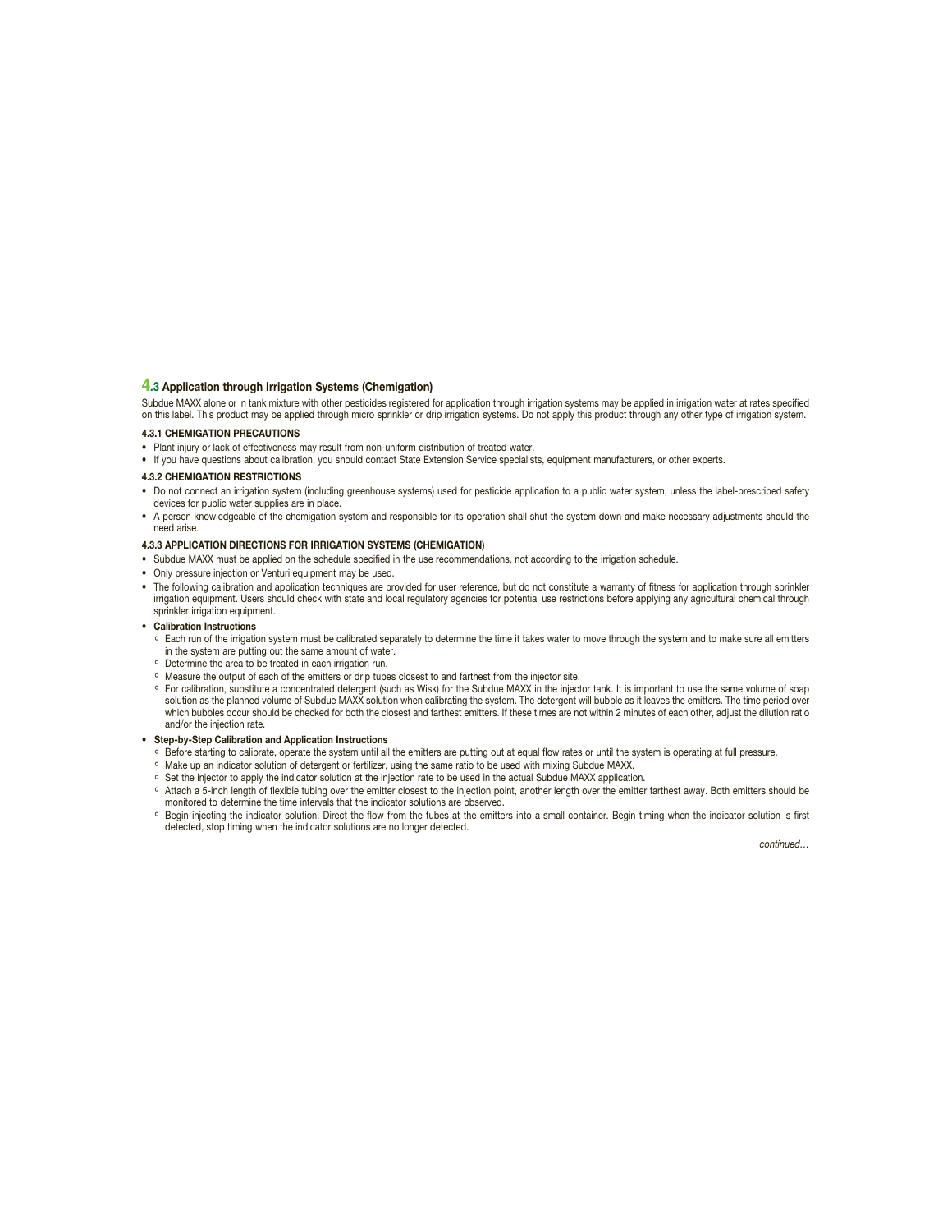## 4.3 Application through Irrigation Systems (Chemigation)

Subdue MAXX alone or in tank mixture with other pesticides registered for application through irrigation systems may be applied in irrigation water at rates specified on this label. This product may be applied through micro sprinkler or drip irrigation systems. Do not apply this product through any other type of irrigation system.

### 4.3.1 CHEMIGATION PRECAUTIONS

- Plant injury or lack of effectiveness may result from non-uniform distribution of treated water.
- If you have questions about calibration, you should contact State Extension Service specialists, equipment manufacturers, or other experts.

### 4.3.2 CHEMIGATION RESTRICTIONS

- Do not connect an irrigation system (including greenhouse systems) used for pesticide application to a public water system, unless the label-prescribed safety devices for public water supplies are in place.
- A person knowledgeable of the chemigation system and responsible for its operation shall shut the system down and make necessary adjustments should the need arise.

### 4.3.3 APPLICATION DIRECTIONS FOR IRRIGATION SYSTEMS (CHEMIGATION)

- Subdue MAXX must be applied on the schedule specified in the use recommendations, not according to the irrigation schedule.
- Only pressure injection or Venturi equipment may be used.
- The following calibration and application techniques are provided for user reference, but do not constitute a warranty of fitness for application through sprinkler irrigation equipment. Users should check with state and local regulatory agencies for potential use restrictions before applying any agricultural chemical through sprinkler irrigation equipment.
- **Calibration Instructions**
  - Each run of the irrigation system must be calibrated separately to determine the time it takes water to move through the system and to make sure all emitters in the system are putting out the same amount of water.
  - Determine the area to be treated in each irrigation run.
  - Measure the output of each of the emitters or drip tubes closest to and farthest from the injector site.
  - For calibration, substitute a concentrated detergent (such as Wisk) for the Subdue MAXX in the injector tank. It is important to use the same volume of soap solution as the planned volume of Subdue MAXX solution when calibrating the system. The detergent will bubble as it leaves the emitters. The time period over which bubbles occur should be checked for both the closest and farthest emitters. If these times are not within 2 minutes of each other, adjust the dilution ratio and/or the injection rate.
- **Step-by-Step Calibration and Application Instructions**
  - Before starting to calibrate, operate the system until all the emitters are putting out at equal flow rates or until the system is operating at full pressure.
  - Make up an indicator solution of detergent or fertilizer, using the same ratio to be used with mixing Subdue MAXX.
  - Set the injector to apply the indicator solution at the injection rate to be used in the actual Subdue MAXX application.
  - Attach a 5-inch length of flexible tubing over the emitter closest to the injection point, another length over the emitter farthest away. Both emitters should be monitored to determine the time intervals that the indicator solutions are observed.
  - Begin injecting the indicator solution. Direct the flow from the tubes at the emitters into a small container. Begin timing when the indicator solution is first detected, stop timing when the indicator solutions are no longer detected.

*continued…*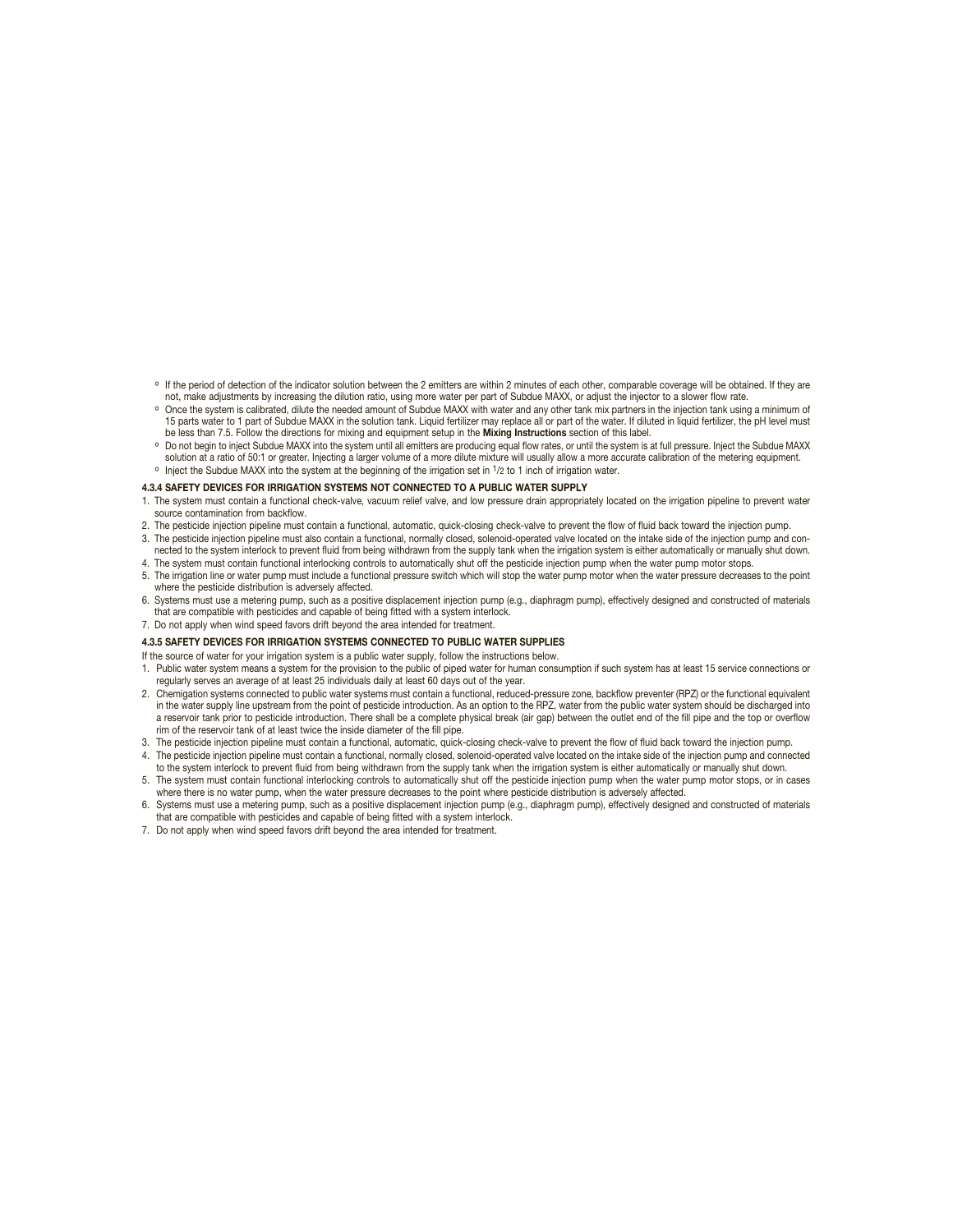- If the period of detection of the indicator solution between the 2 emitters are within 2 minutes of each other, comparable coverage will be obtained. If they are not, make adjustments by increasing the dilution ratio, using more water per part of Subdue MAXX, or adjust the injector to a slower flow rate.
- Once the system is calibrated, dilute the needed amount of Subdue MAXX with water and any other tank mix partners in the injection tank using a minimum of 15 parts water to 1 part of Subdue MAXX in the solution tank. Liquid fertilizer may replace all or part of the water. If diluted in liquid fertilizer, the pH level must be less than 7.5. Follow the directions for mixing and equipment setup in the **Mixing Instructions** section of this label.
- Do not begin to inject Subdue MAXX into the system until all emitters are producing equal flow rates, or until the system is at full pressure. Inject the Subdue MAXX solution at a ratio of 50:1 or greater. Injecting a larger volume of a more dilute mixture will usually allow a more accurate calibration of the metering equipment.
- Inject the Subdue MAXX into the system at the beginning of the irrigation set in 1/2 to 1 inch of irrigation water.

#### 4.3.4 SAFETY DEVICES FOR IRRIGATION SYSTEMS NOT CONNECTED TO A PUBLIC WATER SUPPLY

1. The system must contain a functional check-valve, vacuum relief valve, and low pressure drain appropriately located on the irrigation pipeline to prevent water source contamination from backflow.
2. The pesticide injection pipeline must contain a functional, automatic, quick-closing check-valve to prevent the flow of fluid back toward the injection pump.
3. The pesticide injection pipeline must also contain a functional, normally closed, solenoid-operated valve located on the intake side of the injection pump and connected to the system interlock to prevent fluid from being withdrawn from the supply tank when the irrigation system is either automatically or manually shut down.
4. The system must contain functional interlocking controls to automatically shut off the pesticide injection pump when the water pump motor stops.
5. The irrigation line or water pump must include a functional pressure switch which will stop the water pump motor when the water pressure decreases to the point where the pesticide distribution is adversely affected.
6. Systems must use a metering pump, such as a positive displacement injection pump (e.g., diaphragm pump), effectively designed and constructed of materials that are compatible with pesticides and capable of being fitted with a system interlock.
7. Do not apply when wind speed favors drift beyond the area intended for treatment.

#### 4.3.5 SAFETY DEVICES FOR IRRIGATION SYSTEMS CONNECTED TO PUBLIC WATER SUPPLIES

If the source of water for your irrigation system is a public water supply, follow the instructions below.

1. Public water system means a system for the provision to the public of piped water for human consumption if such system has at least 15 service connections or regularly serves an average of at least 25 individuals daily at least 60 days out of the year.
2. Chemigation systems connected to public water systems must contain a functional, reduced-pressure zone, backflow preventer (RPZ) or the functional equivalent in the water supply line upstream from the point of pesticide introduction. As an option to the RPZ, water from the public water system should be discharged into a reservoir tank prior to pesticide introduction. There shall be a complete physical break (air gap) between the outlet end of the fill pipe and the top or overflow rim of the reservoir tank of at least twice the inside diameter of the fill pipe.
3. The pesticide injection pipeline must contain a functional, automatic, quick-closing check-valve to prevent the flow of fluid back toward the injection pump.
4. The pesticide injection pipeline must contain a functional, normally closed, solenoid-operated valve located on the intake side of the injection pump and connected to the system interlock to prevent fluid from being withdrawn from the supply tank when the irrigation system is either automatically or manually shut down.
5. The system must contain functional interlocking controls to automatically shut off the pesticide injection pump when the water pump motor stops, or in cases where there is no water pump, when the water pressure decreases to the point where pesticide distribution is adversely affected.
6. Systems must use a metering pump, such as a positive displacement injection pump (e.g., diaphragm pump), effectively designed and constructed of materials that are compatible with pesticides and capable of being fitted with a system interlock.
7. Do not apply when wind speed favors drift beyond the area intended for treatment.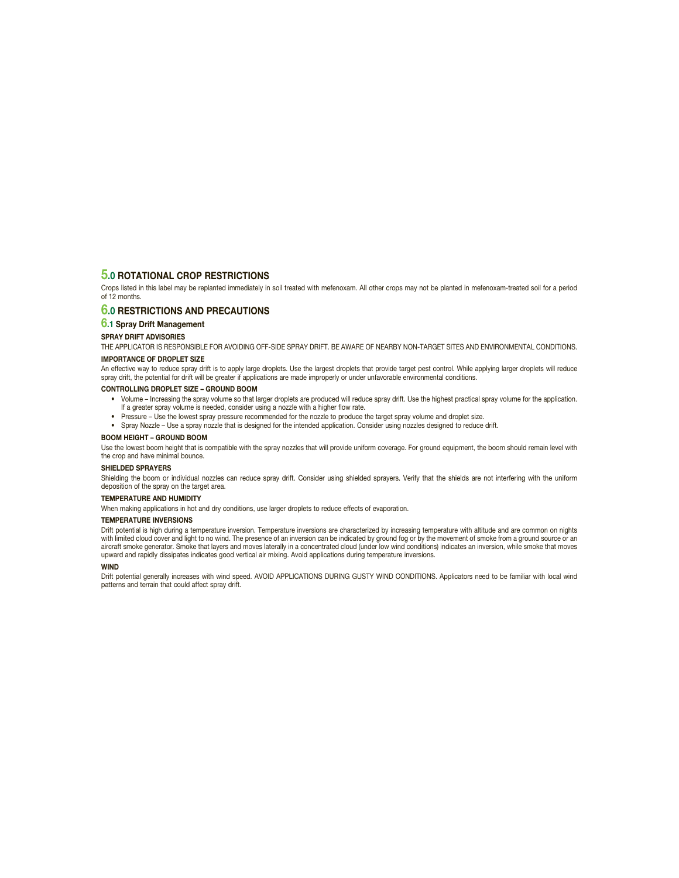# 5.0 ROTATIONAL CROP RESTRICTIONS

Crops listed in this label may be replanted immediately in soil treated with mefenoxam. All other crops may not be planted in mefenoxam-treated soil for a period of 12 months.

# 6.0 RESTRICTIONS AND PRECAUTIONS

## 6.1 Spray Drift Management

**SPRAY DRIFT ADVISORIES**

THE APPLICATOR IS RESPONSIBLE FOR AVOIDING OFF-SIDE SPRAY DRIFT. BE AWARE OF NEARBY NON-TARGET SITES AND ENVIRONMENTAL CONDITIONS.

**IMPORTANCE OF DROPLET SIZE**

An effective way to reduce spray drift is to apply large droplets. Use the largest droplets that provide target pest control. While applying larger droplets will reduce spray drift, the potential for drift will be greater if applications are made improperly or under unfavorable environmental conditions.

**CONTROLLING DROPLET SIZE – GROUND BOOM**

- Volume – Increasing the spray volume so that larger droplets are produced will reduce spray drift. Use the highest practical spray volume for the application. If a greater spray volume is needed, consider using a nozzle with a higher flow rate.
- Pressure – Use the lowest spray pressure recommended for the nozzle to produce the target spray volume and droplet size.
- Spray Nozzle – Use a spray nozzle that is designed for the intended application. Consider using nozzles designed to reduce drift.

**BOOM HEIGHT – GROUND BOOM**

Use the lowest boom height that is compatible with the spray nozzles that will provide uniform coverage. For ground equipment, the boom should remain level with the crop and have minimal bounce.

**SHIELDED SPRAYERS**

Shielding the boom or individual nozzles can reduce spray drift. Consider using shielded sprayers. Verify that the shields are not interfering with the uniform deposition of the spray on the target area.

**TEMPERATURE AND HUMIDITY**

When making applications in hot and dry conditions, use larger droplets to reduce effects of evaporation.

**TEMPERATURE INVERSIONS**

Drift potential is high during a temperature inversion. Temperature inversions are characterized by increasing temperature with altitude and are common on nights with limited cloud cover and light to no wind. The presence of an inversion can be indicated by ground fog or by the movement of smoke from a ground source or an aircraft smoke generator. Smoke that layers and moves laterally in a concentrated cloud (under low wind conditions) indicates an inversion, while smoke that moves upward and rapidly dissipates indicates good vertical air mixing. Avoid applications during temperature inversions.

**WIND**

Drift potential generally increases with wind speed. AVOID APPLICATIONS DURING GUSTY WIND CONDITIONS. Applicators need to be familiar with local wind patterns and terrain that could affect spray drift.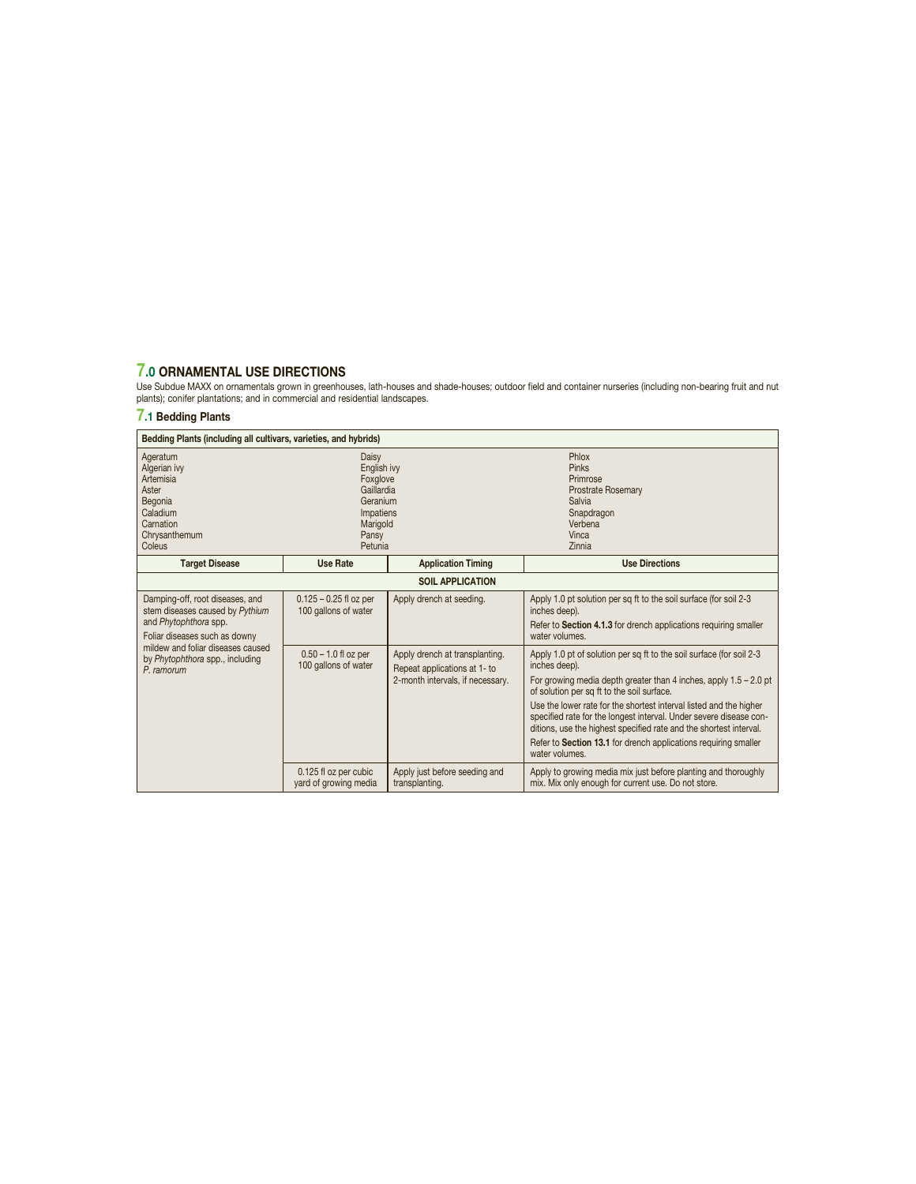## 7.0 ORNAMENTAL USE DIRECTIONS

Use Subdue MAXX on ornamentals grown in greenhouses, lath-houses and shade-houses; outdoor field and container nurseries (including non-bearing fruit and nut plants); conifer plantations; and in commercial and residential landscapes.

### 7.1 Bedding Plants

| Bedding Plants (including all cultivars, varieties, and hybrids) | | | |
|---|---|---|---|
| Ageratum<br>Algerian ivy<br>Artemisia<br>Aster<br>Begonia<br>Caladium<br>Carnation<br>Chrysanthemum<br>Coleus | Daisy<br>English ivy<br>Foxglove<br>Gaillardia<br>Geranium<br>Impatiens<br>Marigold<br>Pansy<br>Petunia | | Phlox<br>Pinks<br>Primrose<br>Prostrate Rosemary<br>Salvia<br>Snapdragon<br>Verbena<br>Vinca<br>Zinnia |
| **Target Disease** | **Use Rate** | **Application Timing** | **Use Directions** |
| **SOIL APPLICATION** | | | |
| Damping-off, root diseases, and stem diseases caused by *Pythium* and *Phytophthora* spp.<br>Foliar diseases such as downy mildew and foliar diseases caused by *Phytophthora* spp., including *P. ramorum* | 0.125 – 0.25 fl oz per 100 gallons of water | Apply drench at seeding. | Apply 1.0 pt solution per sq ft to the soil surface (for soil 2-3 inches deep).<br>Refer to **Section 4.1.3** for drench applications requiring smaller water volumes. |
| | 0.50 – 1.0 fl oz per 100 gallons of water | Apply drench at transplanting. Repeat applications at 1- to 2-month intervals, if necessary. | Apply 1.0 pt of solution per sq ft to the soil surface (for soil 2-3 inches deep).<br>For growing media depth greater than 4 inches, apply 1.5 – 2.0 pt of solution per sq ft to the soil surface.<br>Use the lower rate for the shortest interval listed and the higher specified rate for the longest interval. Under severe disease conditions, use the highest specified rate and the shortest interval.<br>Refer to **Section 13.1** for drench applications requiring smaller water volumes. |
| | 0.125 fl oz per cubic yard of growing media | Apply just before seeding and transplanting. | Apply to growing media mix just before planting and thoroughly mix. Mix only enough for current use. Do not store. |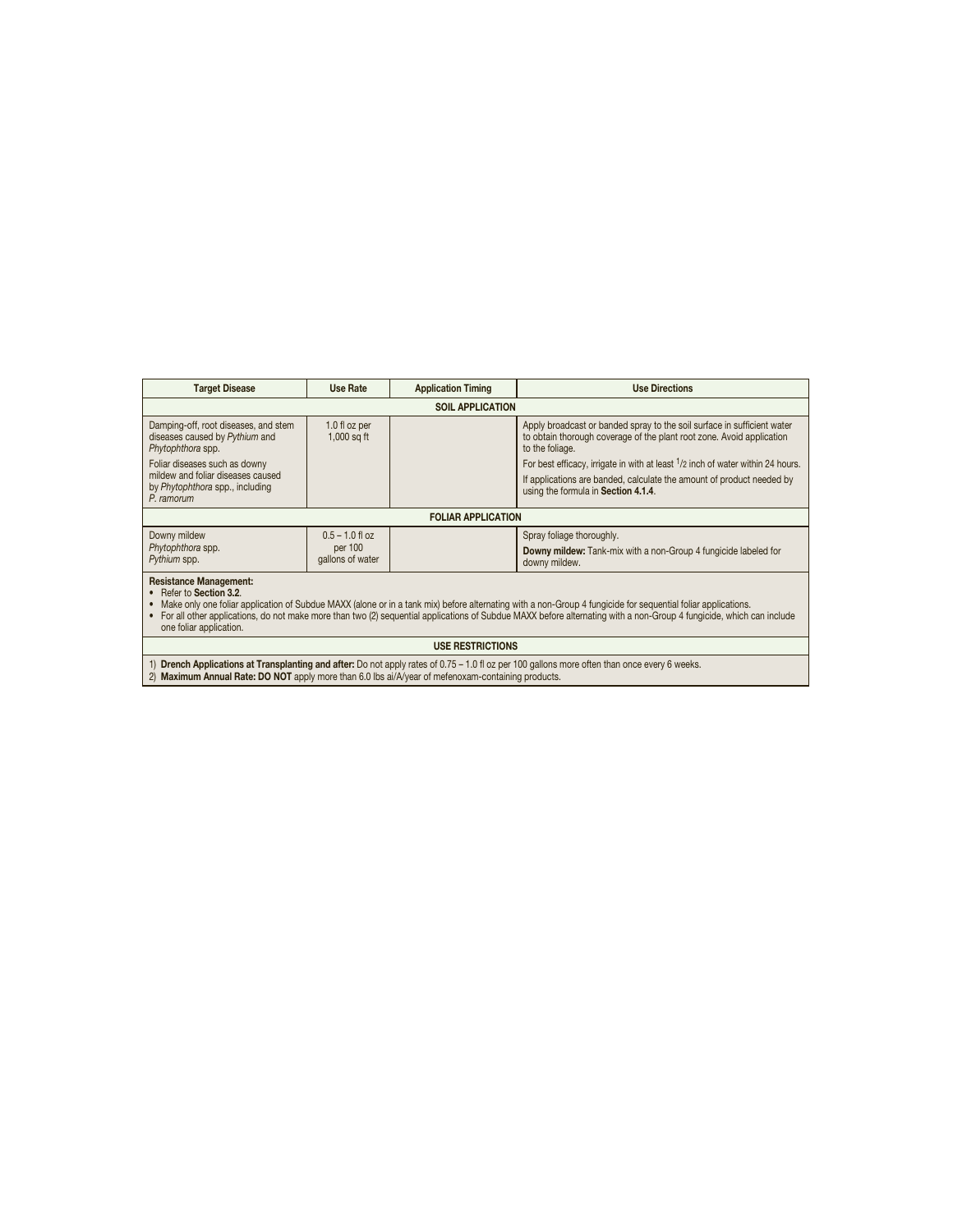| Target Disease | Use Rate | Application Timing | Use Directions |
|---|---|---|---|
| **SOIL APPLICATION** | | | |
| Damping-off, root diseases, and stem diseases caused by *Pythium* and *Phytophthora* spp.<br><br>Foliar diseases such as downy mildew and foliar diseases caused by *Phytophthora* spp., including *P. ramorum* | 1.0 fl oz per 1,000 sq ft | | Apply broadcast or banded spray to the soil surface in sufficient water to obtain thorough coverage of the plant root zone. Avoid application to the foliage.<br><br>For best efficacy, irrigate in with at least 1/2 inch of water within 24 hours.<br><br>If applications are banded, calculate the amount of product needed by using the formula in **Section 4.1.4**. |
| **FOLIAR APPLICATION** | | | |
| Downy mildew<br>*Phytophthora* spp.<br>*Pythium* spp. | 0.5 – 1.0 fl oz per 100 gallons of water | | Spray foliage thoroughly.<br><br>**Downy mildew:** Tank-mix with a non-Group 4 fungicide labeled for downy mildew. |

**Resistance Management:**

- Refer to **Section 3.2**.
- Make only one foliar application of Subdue MAXX (alone or in a tank mix) before alternating with a non-Group 4 fungicide for sequential foliar applications.
- For all other applications, do not make more than two (2) sequential applications of Subdue MAXX before alternating with a non-Group 4 fungicide, which can include one foliar application.

**USE RESTRICTIONS**

1) **Drench Applications at Transplanting and after:** Do not apply rates of 0.75 – 1.0 fl oz per 100 gallons more often than once every 6 weeks.
2) **Maximum Annual Rate: DO NOT** apply more than 6.0 lbs ai/A/year of mefenoxam-containing products.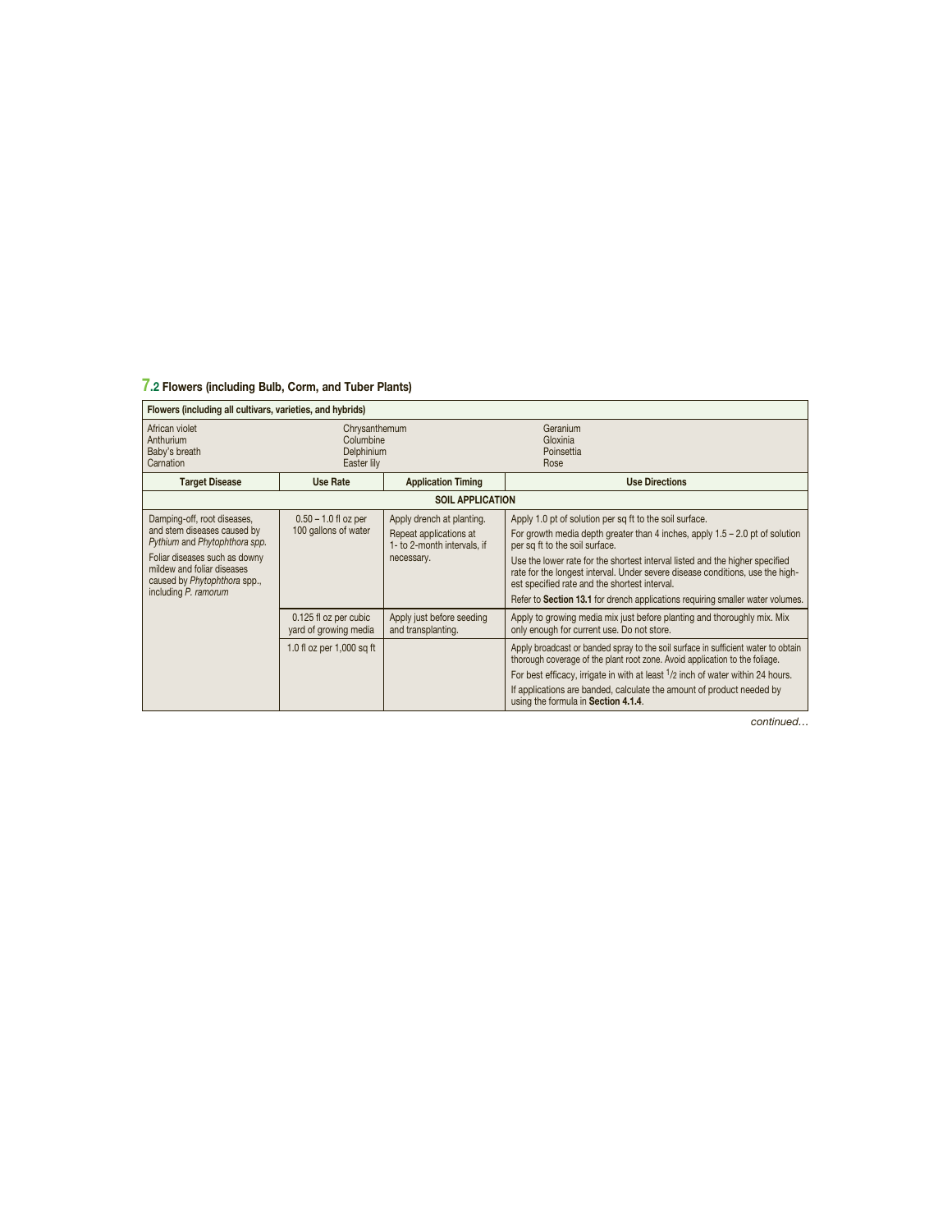## 7.2 Flowers (including Bulb, Corm, and Tuber Plants)

| Flowers (including all cultivars, varieties, and hybrids) | | | |
|---|---|---|---|
| African violet<br>Anthurium<br>Baby's breath<br>Carnation | Chrysanthemum<br>Columbine<br>Delphinium<br>Easter lily | | Geranium<br>Gloxinia<br>Poinsettia<br>Rose |
| **Target Disease** | **Use Rate** | **Application Timing** | **Use Directions** |
| **SOIL APPLICATION** | | | |
| Damping-off, root diseases, and stem diseases caused by *Pythium* and *Phytophthora spp.*<br><br>Foliar diseases such as downy mildew and foliar diseases caused by *Phytophthora* spp., including *P. ramorum* | 0.50 – 1.0 fl oz per 100 gallons of water | Apply drench at planting.<br><br>Repeat applications at 1- to 2-month intervals, if necessary. | Apply 1.0 pt of solution per sq ft to the soil surface.<br><br>For growth media depth greater than 4 inches, apply 1.5 – 2.0 pt of solution per sq ft to the soil surface.<br><br>Use the lower rate for the shortest interval listed and the higher specified rate for the longest interval. Under severe disease conditions, use the highest specified rate and the shortest interval.<br><br>Refer to **Section 13.1** for drench applications requiring smaller water volumes. |
| | 0.125 fl oz per cubic yard of growing media | Apply just before seeding and transplanting. | Apply to growing media mix just before planting and thoroughly mix. Mix only enough for current use. Do not store. |
| | 1.0 fl oz per 1,000 sq ft | | Apply broadcast or banded spray to the soil surface in sufficient water to obtain thorough coverage of the plant root zone. Avoid application to the foliage.<br><br>For best efficacy, irrigate in with at least 1/2 inch of water within 24 hours.<br><br>If applications are banded, calculate the amount of product needed by using the formula in **Section 4.1.4**. |

*continued…*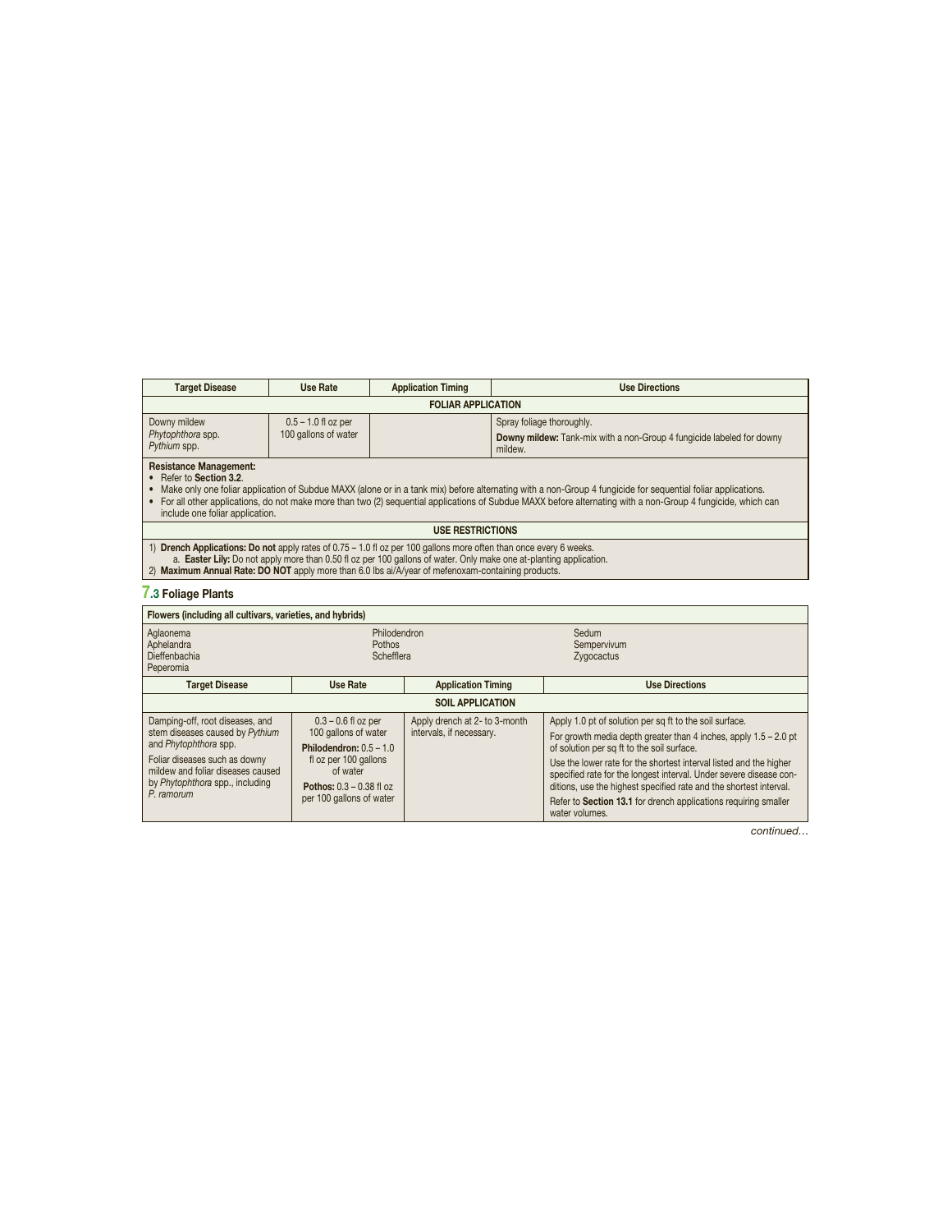| Target Disease | Use Rate | Application Timing | Use Directions |
|---|---|---|---|
| **FOLIAR APPLICATION** | | | |
| Downy mildew<br>*Phytophthora* spp.<br>*Pythium* spp. | 0.5 – 1.0 fl oz per 100 gallons of water | | Spray foliage thoroughly.<br>**Downy mildew:** Tank-mix with a non-Group 4 fungicide labeled for downy mildew. |
| **Resistance Management:**<br>• Refer to **Section 3.2**.<br>• Make only one foliar application of Subdue MAXX (alone or in a tank mix) before alternating with a non-Group 4 fungicide for sequential foliar applications.<br>• For all other applications, do not make more than two (2) sequential applications of Subdue MAXX before alternating with a non-Group 4 fungicide, which can include one foliar application. | | | |
| **USE RESTRICTIONS** | | | |
| 1) **Drench Applications: Do not** apply rates of 0.75 – 1.0 fl oz per 100 gallons more often than once every 6 weeks.<br>a. **Easter Lily:** Do not apply more than 0.50 fl oz per 100 gallons of water. Only make one at-planting application.<br>2) **Maximum Annual Rate: DO NOT** apply more than 6.0 lbs ai/A/year of mefenoxam-containing products. | | | |

## 7.3 Foliage Plants

| Flowers (including all cultivars, varieties, and hybrids) | | | |
|---|---|---|---|
| Aglaonema<br>Aphelandra<br>Dieffenbachia<br>Peperomia | Philodendron<br>Pothos<br>Schefflera | | Sedum<br>Sempervivum<br>Zygocactus |
| **Target Disease** | **Use Rate** | **Application Timing** | **Use Directions** |
| **SOIL APPLICATION** | | | |
| Damping-off, root diseases, and stem diseases caused by *Pythium* and *Phytophthora* spp.<br>Foliar diseases such as downy mildew and foliar diseases caused by *Phytophthora* spp., including *P. ramorum* | 0.3 – 0.6 fl oz per 100 gallons of water<br>**Philodendron:** 0.5 – 1.0 fl oz per 100 gallons of water<br>**Pothos:** 0.3 – 0.38 fl oz per 100 gallons of water | Apply drench at 2- to 3-month intervals, if necessary. | Apply 1.0 pt of solution per sq ft to the soil surface.<br>For growth media depth greater than 4 inches, apply 1.5 – 2.0 pt of solution per sq ft to the soil surface.<br>Use the lower rate for the shortest interval listed and the higher specified rate for the longest interval. Under severe disease conditions, use the highest specified rate and the shortest interval.<br>Refer to **Section 13.1** for drench applications requiring smaller water volumes. |

*continued…*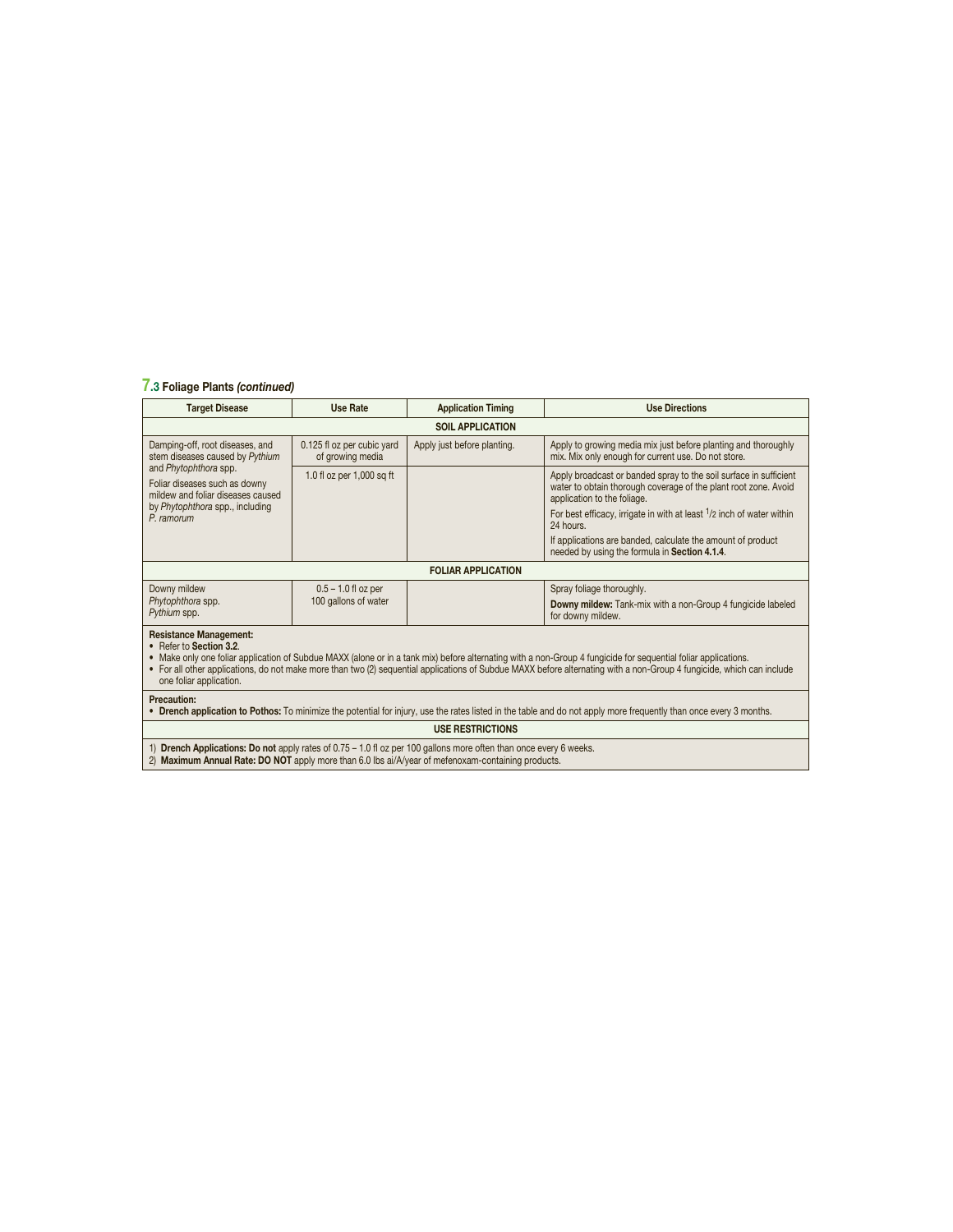## 7.3 Foliage Plants *(continued)*

| Target Disease | Use Rate | Application Timing | Use Directions |
|---|---|---|---|
| **SOIL APPLICATION** | | | |
| Damping-off, root diseases, and stem diseases caused by *Pythium* and *Phytophthora* spp.<br><br>Foliar diseases such as downy mildew and foliar diseases caused by *Phytophthora* spp., including *P. ramorum* | 0.125 fl oz per cubic yard of growing media | Apply just before planting. | Apply to growing media mix just before planting and thoroughly mix. Mix only enough for current use. Do not store. |
| | 1.0 fl oz per 1,000 sq ft | | Apply broadcast or banded spray to the soil surface in sufficient water to obtain thorough coverage of the plant root zone. Avoid application to the foliage.<br><br>For best efficacy, irrigate in with at least 1/2 inch of water within 24 hours.<br><br>If applications are banded, calculate the amount of product needed by using the formula in **Section 4.1.4**. |
| **FOLIAR APPLICATION** | | | |
| Downy mildew<br>*Phytophthora* spp.<br>*Pythium* spp. | 0.5 – 1.0 fl oz per 100 gallons of water | | Spray foliage thoroughly.<br><br>**Downy mildew:** Tank-mix with a non-Group 4 fungicide labeled for downy mildew. |

**Resistance Management:**

- Refer to **Section 3.2**.
- Make only one foliar application of Subdue MAXX (alone or in a tank mix) before alternating with a non-Group 4 fungicide for sequential foliar applications.
- For all other applications, do not make more than two (2) sequential applications of Subdue MAXX before alternating with a non-Group 4 fungicide, which can include one foliar application.

**Precaution:**

- **Drench application to Pothos:** To minimize the potential for injury, use the rates listed in the table and do not apply more frequently than once every 3 months.

**USE RESTRICTIONS**

1) **Drench Applications: Do not** apply rates of 0.75 – 1.0 fl oz per 100 gallons more often than once every 6 weeks.
2) **Maximum Annual Rate: DO NOT** apply more than 6.0 lbs ai/A/year of mefenoxam-containing products.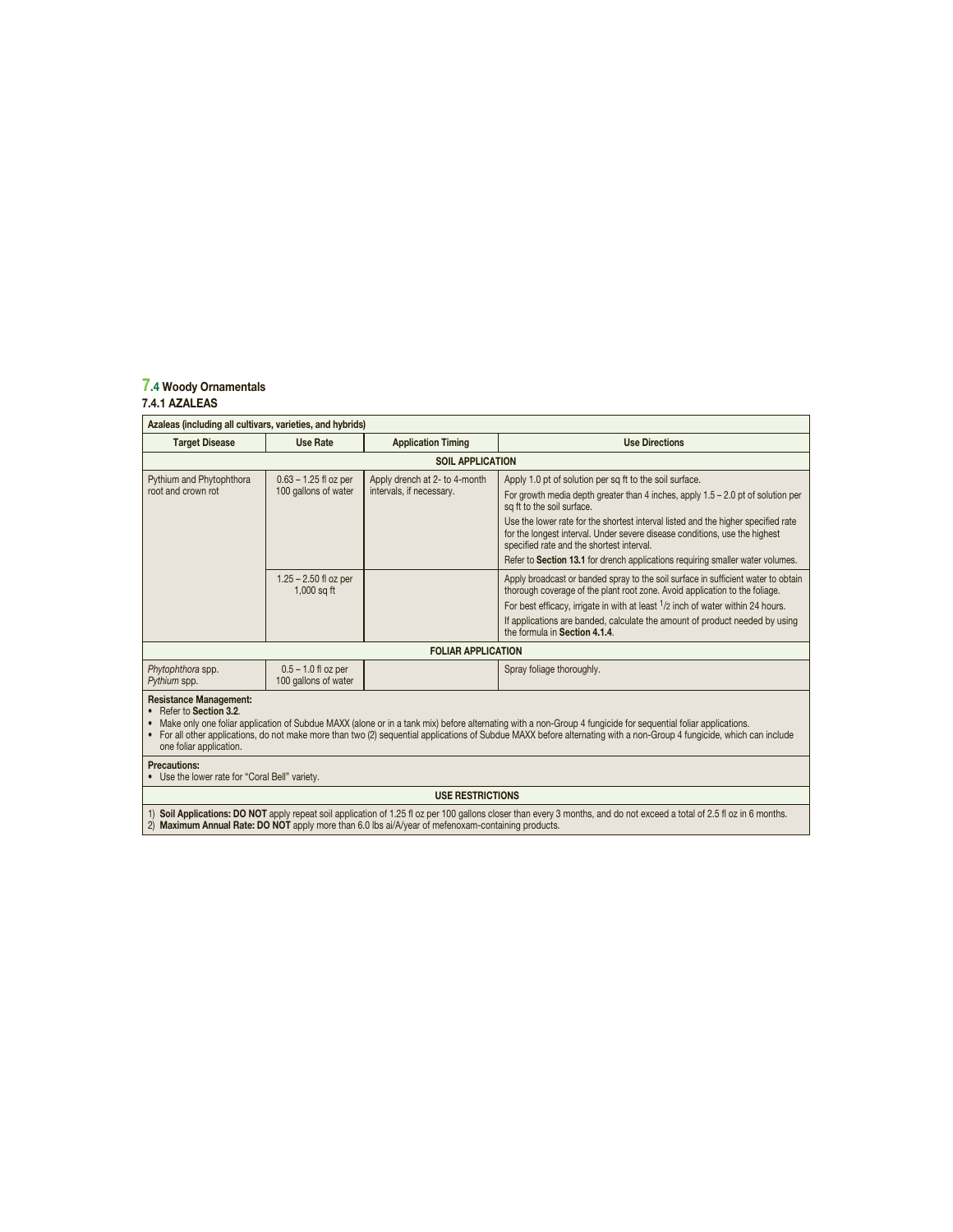## 7.4 Woody Ornamentals

### 7.4.1 AZALEAS

| Azaleas (including all cultivars, varieties, and hybrids) | | | |
|---|---|---|---|
| **Target Disease** | **Use Rate** | **Application Timing** | **Use Directions** |
| **SOIL APPLICATION** | | | |
| Pythium and Phytophthora root and crown rot | 0.63 – 1.25 fl oz per 100 gallons of water | Apply drench at 2- to 4-month intervals, if necessary. | Apply 1.0 pt of solution per sq ft to the soil surface.<br>For growth media depth greater than 4 inches, apply 1.5 – 2.0 pt of solution per sq ft to the soil surface.<br>Use the lower rate for the shortest interval listed and the higher specified rate for the longest interval. Under severe disease conditions, use the highest specified rate and the shortest interval.<br>Refer to **Section 13.1** for drench applications requiring smaller water volumes. |
| | 1.25 – 2.50 fl oz per 1,000 sq ft | | Apply broadcast or banded spray to the soil surface in sufficient water to obtain thorough coverage of the plant root zone. Avoid application to the foliage.<br>For best efficacy, irrigate in with at least 1/2 inch of water within 24 hours.<br>If applications are banded, calculate the amount of product needed by using the formula in **Section 4.1.4**. |
| **FOLIAR APPLICATION** | | | |
| *Phytophthora* spp.<br>*Pythium* spp. | 0.5 – 1.0 fl oz per 100 gallons of water | | Spray foliage thoroughly. |
| **Resistance Management:**<br>• Refer to **Section 3.2**.<br>• Make only one foliar application of Subdue MAXX (alone or in a tank mix) before alternating with a non-Group 4 fungicide for sequential foliar applications.<br>• For all other applications, do not make more than two (2) sequential applications of Subdue MAXX before alternating with a non-Group 4 fungicide, which can include one foliar application. | | | |
| **Precautions:**<br>• Use the lower rate for "Coral Bell" variety. | | | |
| **USE RESTRICTIONS** | | | |
| 1) **Soil Applications: DO NOT** apply repeat soil application of 1.25 fl oz per 100 gallons closer than every 3 months, and do not exceed a total of 2.5 fl oz in 6 months.<br>2) **Maximum Annual Rate: DO NOT** apply more than 6.0 lbs ai/A/year of mefenoxam-containing products. | | | |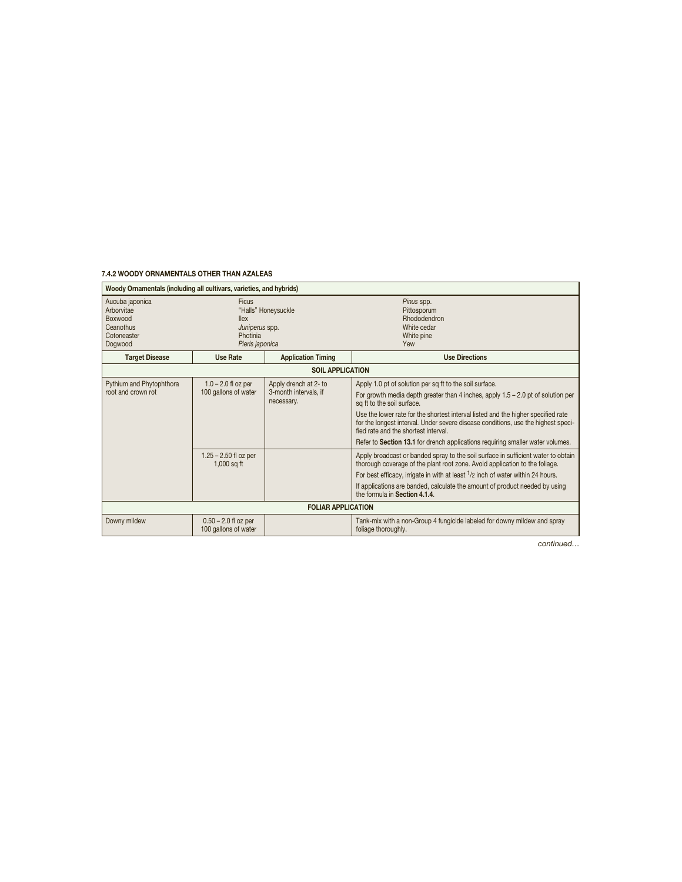#### 7.4.2 WOODY ORNAMENTALS OTHER THAN AZALEAS

| Woody Ornamentals (including all cultivars, varieties, and hybrids) | | | |
|---|---|---|---|
| Aucuba japonica<br>Arborvitae<br>Boxwood<br>Ceanothus<br>Cotoneaster<br>Dogwood | Ficus<br>"Halls" Honeysuckle<br>Ilex<br>*Juniperus* spp.<br>Photinia<br>*Pieris japonica* | | *Pinus* spp.<br>Pittosporum<br>Rhododendron<br>White cedar<br>White pine<br>Yew |
| **Target Disease** | **Use Rate** | **Application Timing** | **Use Directions** |
| **SOIL APPLICATION** | | | |
| Pythium and Phytophthora root and crown rot | 1.0 – 2.0 fl oz per 100 gallons of water | Apply drench at 2- to 3-month intervals, if necessary. | Apply 1.0 pt of solution per sq ft to the soil surface.<br>For growth media depth greater than 4 inches, apply 1.5 – 2.0 pt of solution per sq ft to the soil surface.<br>Use the lower rate for the shortest interval listed and the higher specified rate for the longest interval. Under severe disease conditions, use the highest specified rate and the shortest interval.<br>Refer to **Section 13.1** for drench applications requiring smaller water volumes. |
| | 1.25 – 2.50 fl oz per 1,000 sq ft | | Apply broadcast or banded spray to the soil surface in sufficient water to obtain thorough coverage of the plant root zone. Avoid application to the foliage.<br>For best efficacy, irrigate in with at least 1/2 inch of water within 24 hours.<br>If applications are banded, calculate the amount of product needed by using the formula in **Section 4.1.4**. |
| **FOLIAR APPLICATION** | | | |
| Downy mildew | 0.50 – 2.0 fl oz per 100 gallons of water | | Tank-mix with a non-Group 4 fungicide labeled for downy mildew and spray foliage thoroughly. |

*continued…*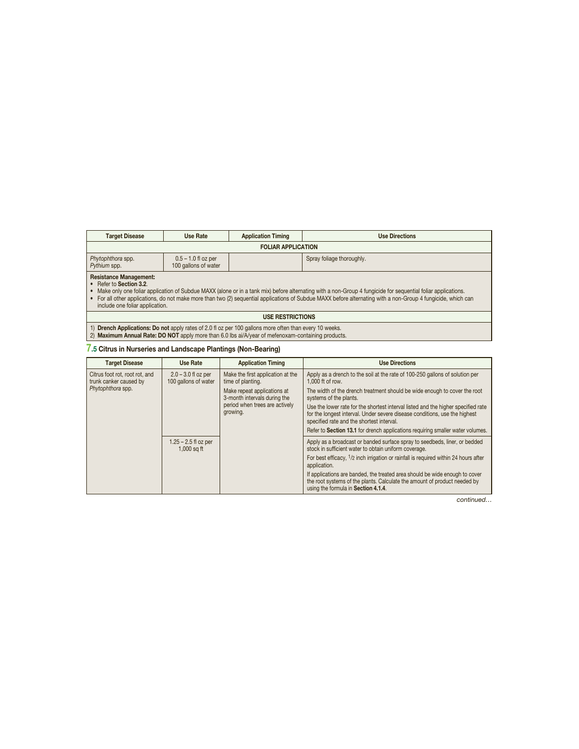| Target Disease | Use Rate | Application Timing | Use Directions |
|---|---|---|---|
| **FOLIAR APPLICATION** | | | |
| *Phytophthora* spp.<br>*Pythium* spp. | 0.5 – 1.0 fl oz per 100 gallons of water | | Spray foliage thoroughly. |

**Resistance Management:**
- Refer to **Section 3.2**.
- Make only one foliar application of Subdue MAXX (alone or in a tank mix) before alternating with a non-Group 4 fungicide for sequential foliar applications.
- For all other applications, do not make more than two (2) sequential applications of Subdue MAXX before alternating with a non-Group 4 fungicide, which can include one foliar application.

**USE RESTRICTIONS**

1) **Drench Applications: Do not** apply rates of 2.0 fl oz per 100 gallons more often than every 10 weeks.
2) **Maximum Annual Rate: DO NOT** apply more than 6.0 lbs ai/A/year of mefenoxam-containing products.

## 7.5 Citrus in Nurseries and Landscape Plantings (Non-Bearing)

| Target Disease | Use Rate | Application Timing | Use Directions |
|---|---|---|---|
| Citrus foot rot, root rot, and trunk canker caused by *Phytophthora* spp. | 2.0 – 3.0 fl oz per 100 gallons of water | Make the first application at the time of planting.<br><br>Make repeat applications at 3-month intervals during the period when trees are actively growing. | Apply as a drench to the soil at the rate of 100-250 gallons of solution per 1,000 ft of row.<br><br>The width of the drench treatment should be wide enough to cover the root systems of the plants.<br><br>Use the lower rate for the shortest interval listed and the higher specified rate for the longest interval. Under severe disease conditions, use the highest specified rate and the shortest interval.<br><br>Refer to **Section 13.1** for drench applications requiring smaller water volumes. |
| | 1.25 – 2.5 fl oz per 1,000 sq ft | | Apply as a broadcast or banded surface spray to seedbeds, liner, or bedded stock in sufficient water to obtain uniform coverage.<br><br>For best efficacy, 1/2 inch irrigation or rainfall is required within 24 hours after application.<br><br>If applications are banded, the treated area should be wide enough to cover the root systems of the plants. Calculate the amount of product needed by using the formula in **Section 4.1.4**. |

*continued…*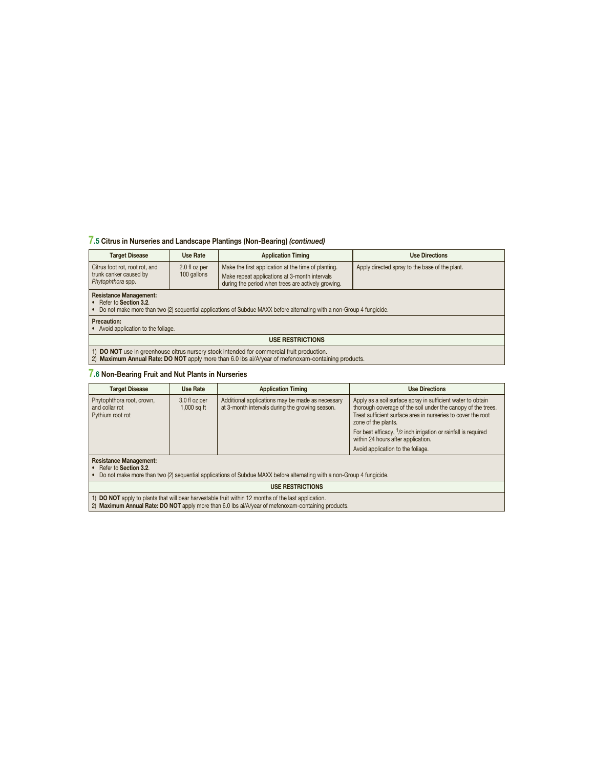## 7.5 Citrus in Nurseries and Landscape Plantings (Non-Bearing) *(continued)*

| Target Disease | Use Rate | Application Timing | Use Directions |
|---|---|---|---|
| Citrus foot rot, root rot, and trunk canker caused by *Phytophthora* spp. | 2.0 fl oz per 100 gallons | Make the first application at the time of planting. Make repeat applications at 3-month intervals during the period when trees are actively growing. | Apply directed spray to the base of the plant. |

**Resistance Management:**
- Refer to **Section 3.2**.
- Do not make more than two (2) sequential applications of Subdue MAXX before alternating with a non-Group 4 fungicide.

**Precaution:**
- Avoid application to the foliage.

**USE RESTRICTIONS**

1) **DO NOT** use in greenhouse citrus nursery stock intended for commercial fruit production.
2) **Maximum Annual Rate: DO NOT** apply more than 6.0 lbs ai/A/year of mefenoxam-containing products.

## 7.6 Non-Bearing Fruit and Nut Plants in Nurseries

| Target Disease | Use Rate | Application Timing | Use Directions |
|---|---|---|---|
| Phytophthora root, crown, and collar rot<br>Pythium root rot | 3.0 fl oz per 1,000 sq ft | Additional applications may be made as necessary at 3-month intervals during the growing season. | Apply as a soil surface spray in sufficient water to obtain thorough coverage of the soil under the canopy of the trees. Treat sufficient surface area in nurseries to cover the root zone of the plants.<br>For best efficacy, 1/2 inch irrigation or rainfall is required within 24 hours after application.<br>Avoid application to the foliage. |

**Resistance Management:**
- Refer to **Section 3.2**.
- Do not make more than two (2) sequential applications of Subdue MAXX before alternating with a non-Group 4 fungicide.

**USE RESTRICTIONS**

1) **DO NOT** apply to plants that will bear harvestable fruit within 12 months of the last application.
2) **Maximum Annual Rate: DO NOT** apply more than 6.0 lbs ai/A/year of mefenoxam-containing products.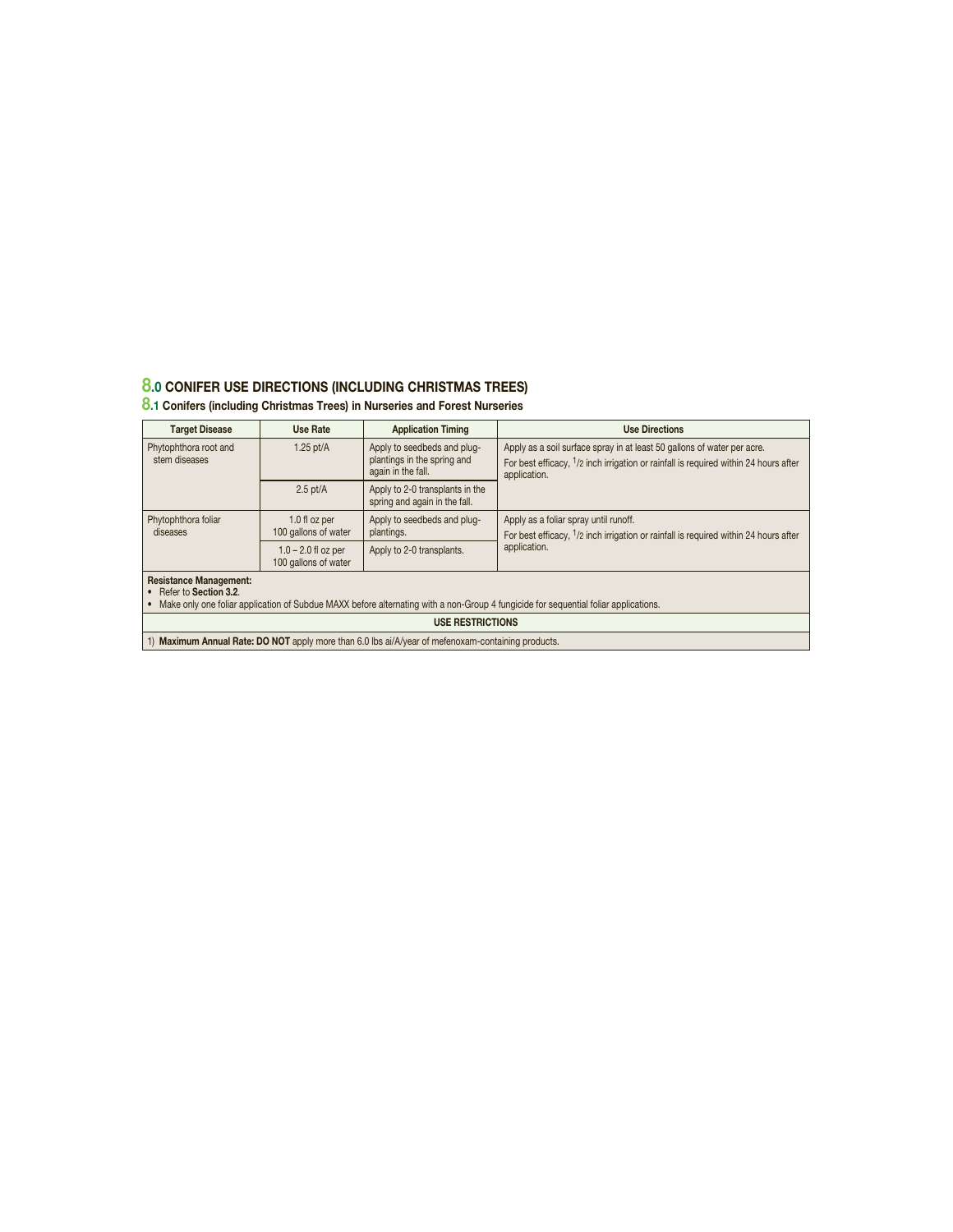## 8.0 CONIFER USE DIRECTIONS (INCLUDING CHRISTMAS TREES)

### 8.1 Conifers (including Christmas Trees) in Nurseries and Forest Nurseries

| Target Disease | Use Rate | Application Timing | Use Directions |
|---|---|---|---|
| Phytophthora root and stem diseases | 1.25 pt/A | Apply to seedbeds and plug-plantings in the spring and again in the fall. | Apply as a soil surface spray in at least 50 gallons of water per acre. For best efficacy, 1/2 inch irrigation or rainfall is required within 24 hours after application. |
| | 2.5 pt/A | Apply to 2-0 transplants in the spring and again in the fall. | |
| Phytophthora foliar diseases | 1.0 fl oz per 100 gallons of water | Apply to seedbeds and plug-plantings. | Apply as a foliar spray until runoff. For best efficacy, 1/2 inch irrigation or rainfall is required within 24 hours after application. |
| | 1.0 – 2.0 fl oz per 100 gallons of water | Apply to 2-0 transplants. | |

**Resistance Management:**
- Refer to **Section 3.2**.
- Make only one foliar application of Subdue MAXX before alternating with a non-Group 4 fungicide for sequential foliar applications.

**USE RESTRICTIONS**

1) **Maximum Annual Rate: DO NOT** apply more than 6.0 lbs ai/A/year of mefenoxam-containing products.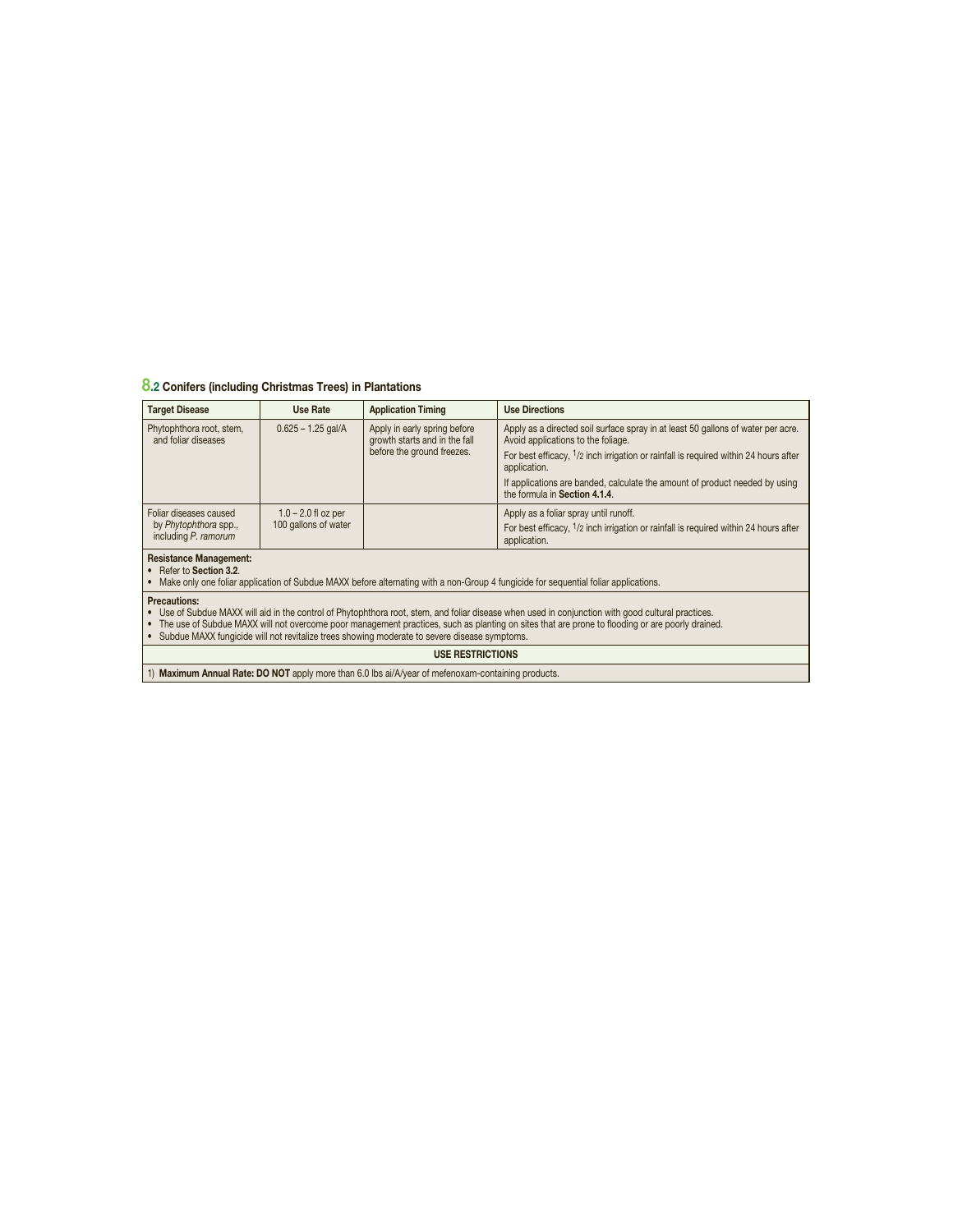## 8.2 Conifers (including Christmas Trees) in Plantations

| Target Disease | Use Rate | Application Timing | Use Directions |
|---|---|---|---|
| Phytophthora root, stem, and foliar diseases | 0.625 – 1.25 gal/A | Apply in early spring before growth starts and in the fall before the ground freezes. | Apply as a directed soil surface spray in at least 50 gallons of water per acre. Avoid applications to the foliage.<br>For best efficacy, 1/2 inch irrigation or rainfall is required within 24 hours after application.<br>If applications are banded, calculate the amount of product needed by using the formula in **Section 4.1.4**. |
| Foliar diseases caused by *Phytophthora* spp., including *P. ramorum* | 1.0 – 2.0 fl oz per 100 gallons of water | | Apply as a foliar spray until runoff.<br>For best efficacy, 1/2 inch irrigation or rainfall is required within 24 hours after application. |

**Resistance Management:**

- Refer to **Section 3.2**.
- Make only one foliar application of Subdue MAXX before alternating with a non-Group 4 fungicide for sequential foliar applications.

**Precautions:**

- Use of Subdue MAXX will aid in the control of Phytophthora root, stem, and foliar disease when used in conjunction with good cultural practices.
- The use of Subdue MAXX will not overcome poor management practices, such as planting on sites that are prone to flooding or are poorly drained.
- Subdue MAXX fungicide will not revitalize trees showing moderate to severe disease symptoms.

**USE RESTRICTIONS**

1) **Maximum Annual Rate: DO NOT** apply more than 6.0 lbs ai/A/year of mefenoxam-containing products.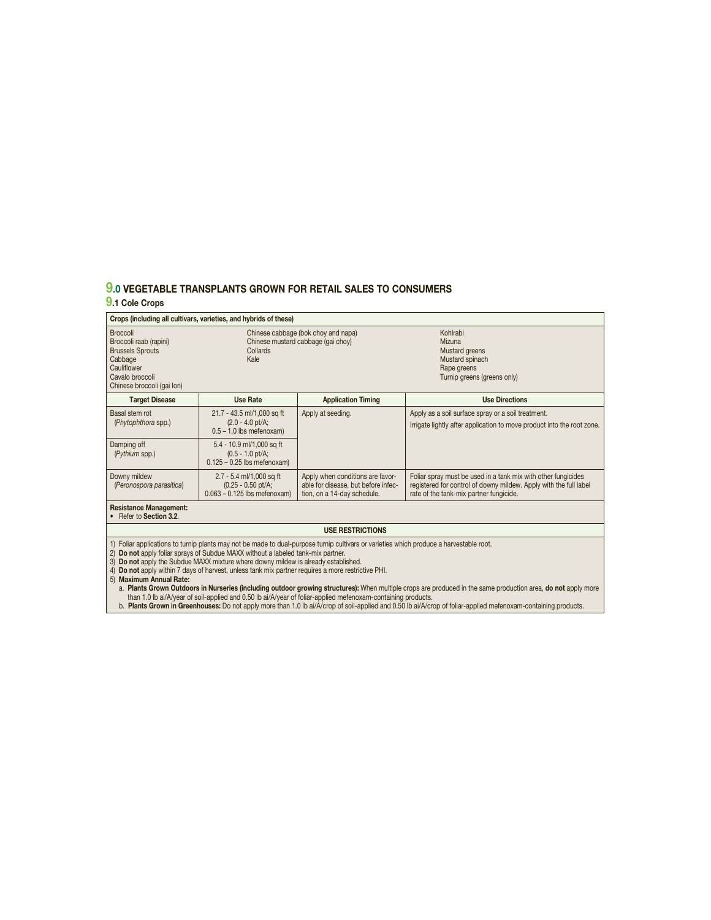## 9.0 VEGETABLE TRANSPLANTS GROWN FOR RETAIL SALES TO CONSUMERS

### 9.1 Cole Crops

**Crops (including all cultivars, varieties, and hybrids of these)**

| | | |
|---|---|---|
| Broccoli | Chinese cabbage (bok choy and napa) | Kohlrabi |
| Broccoli raab (rapini) | Chinese mustard cabbage (gai choy) | Mizuna |
| Brussels Sprouts | Collards | Mustard greens |
| Cabbage | Kale | Mustard spinach |
| Cauliflower | | Rape greens |
| Cavalo broccoli | | Turnip greens (greens only) |
| Chinese broccoli (gai lon) | | |

| Target Disease | Use Rate | Application Timing | Use Directions |
|---|---|---|---|
| Basal stem rot (*Phytophthora* spp.) | 21.7 - 43.5 ml/1,000 sq ft (2.0 - 4.0 pt/A; 0.5 – 1.0 lbs mefenoxam) | Apply at seeding. | Apply as a soil surface spray or a soil treatment. Irrigate lightly after application to move product into the root zone. |
| Damping off (*Pythium* spp.) | 5.4 - 10.9 ml/1,000 sq ft (0.5 - 1.0 pt/A; 0.125 – 0.25 lbs mefenoxam) | | |
| Downy mildew (*Peronospora parasitica*) | 2.7 - 5.4 ml/1,000 sq ft (0.25 - 0.50 pt/A; 0.063 – 0.125 lbs mefenoxam) | Apply when conditions are favorable for disease, but before infection, on a 14-day schedule. | Foliar spray must be used in a tank mix with other fungicides registered for control of downy mildew. Apply with the full label rate of the tank-mix partner fungicide. |

**Resistance Management:**
- Refer to **Section 3.2**.

**USE RESTRICTIONS**

1) Foliar applications to turnip plants may not be made to dual-purpose turnip cultivars or varieties which produce a harvestable root.
2) **Do not** apply foliar sprays of Subdue MAXX without a labeled tank-mix partner.
3) **Do not** apply the Subdue MAXX mixture where downy mildew is already established.
4) **Do not** apply within 7 days of harvest, unless tank mix partner requires a more restrictive PHI.
5) **Maximum Annual Rate:**
   a. **Plants Grown Outdoors in Nurseries (including outdoor growing structures):** When multiple crops are produced in the same production area, **do not** apply more than 1.0 lb ai/A/year of soil-applied and 0.50 lb ai/A/year of foliar-applied mefenoxam-containing products.
   b. **Plants Grown in Greenhouses:** Do not apply more than 1.0 lb ai/A/crop of soil-applied and 0.50 lb ai/A/crop of foliar-applied mefenoxam-containing products.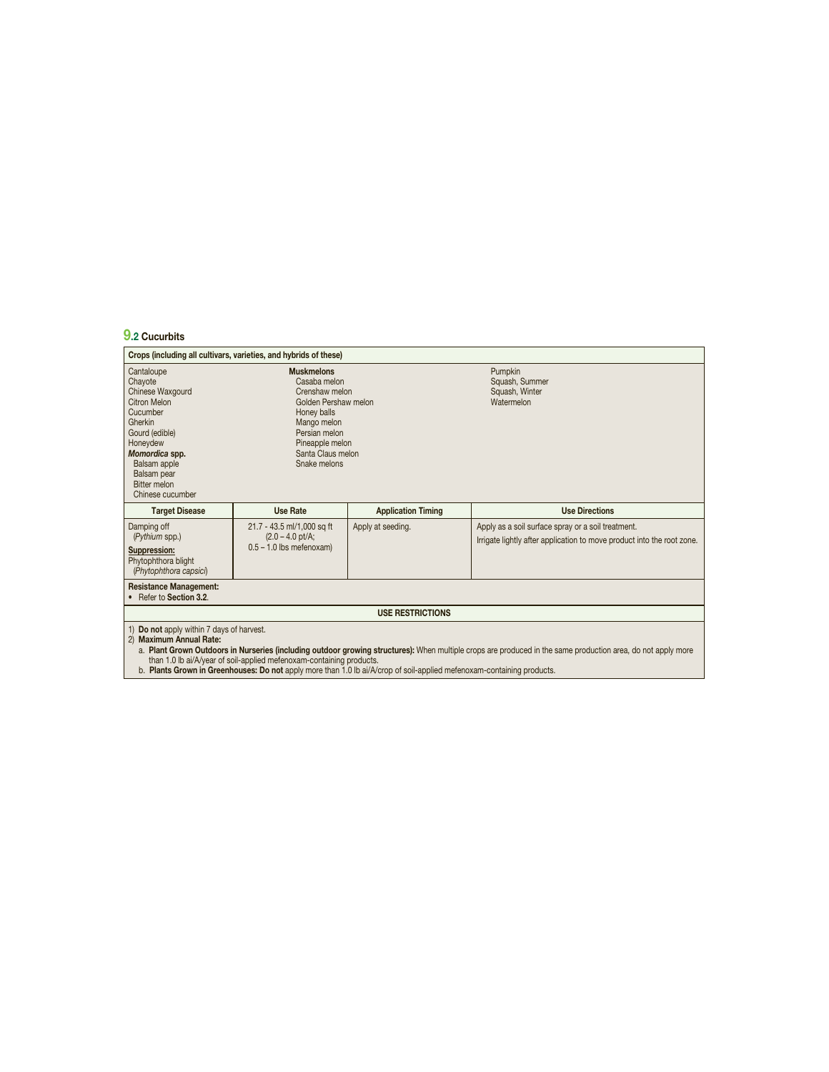## 9.2 Cucurbits

| Crops (including all cultivars, varieties, and hybrids of these) | | | |
|---|---|---|---|
| Cantaloupe<br>Chayote<br>Chinese Waxgourd<br>Citron Melon<br>Cucumber<br>Gherkin<br>Gourd (edible)<br>Honeydew<br>***Momordica* spp.**<br>Balsam apple<br>Balsam pear<br>Bitter melon<br>Chinese cucumber | **Muskmelons**<br>Casaba melon<br>Crenshaw melon<br>Golden Pershaw melon<br>Honey balls<br>Mango melon<br>Persian melon<br>Pineapple melon<br>Santa Claus melon<br>Snake melons | | Pumpkin<br>Squash, Summer<br>Squash, Winter<br>Watermelon |
| **Target Disease** | **Use Rate** | **Application Timing** | **Use Directions** |
| Damping off<br>(*Pythium* spp.)<br>**Suppression:**<br>Phytophthora blight<br>(*Phytophthora capsici*) | 21.7 - 43.5 ml/1,000 sq ft<br>(2.0 – 4.0 pt/A;<br>0.5 – 1.0 lbs mefenoxam) | Apply at seeding. | Apply as a soil surface spray or a soil treatment.<br>Irrigate lightly after application to move product into the root zone. |
| **Resistance Management:**<br>• Refer to **Section 3.2**. | | | |

**USE RESTRICTIONS**

1) **Do not** apply within 7 days of harvest.
2) **Maximum Annual Rate:**
   a. **Plant Grown Outdoors in Nurseries (including outdoor growing structures):** When multiple crops are produced in the same production area, do not apply more than 1.0 lb ai/A/year of soil-applied mefenoxam-containing products.
   b. **Plants Grown in Greenhouses: Do not** apply more than 1.0 lb ai/A/crop of soil-applied mefenoxam-containing products.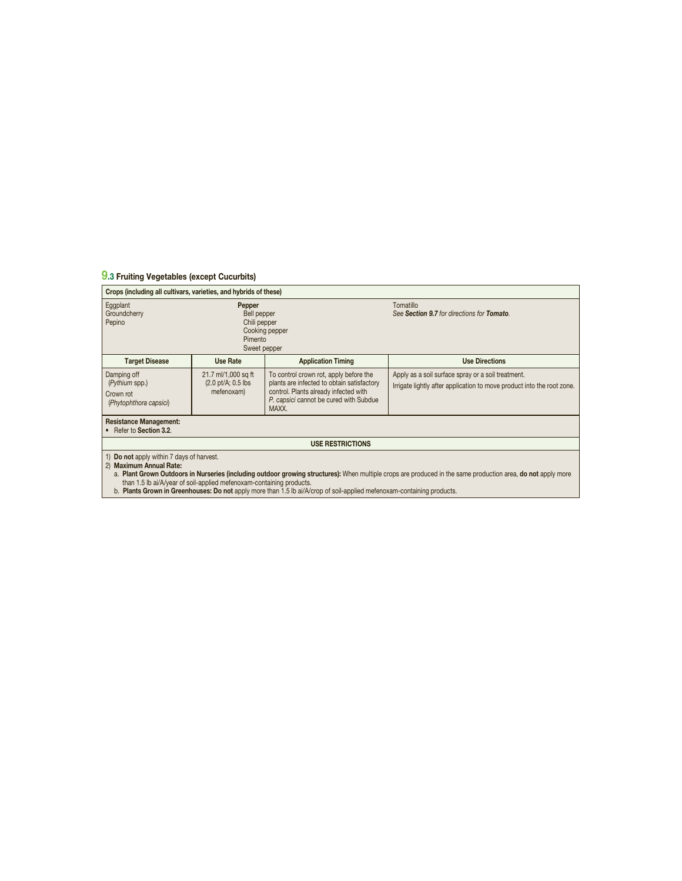## 9.3 Fruiting Vegetables (except Cucurbits)

| Crops (including all cultivars, varieties, and hybrids of these) | | | |
|---|---|---|---|
| Eggplant<br>Groundcherry<br>Pepino | **Pepper**<br>Bell pepper<br>Chili pepper<br>Cooking pepper<br>Pimento<br>Sweet pepper | | Tomatillo<br>*See **Section 9.7** for directions for **Tomato**.* |
| **Target Disease** | **Use Rate** | **Application Timing** | **Use Directions** |
| Damping off<br>(*Pythium* spp.)<br>Crown rot<br>(*Phytophthora capsici*) | 21.7 ml/1,000 sq ft<br>(2.0 pt/A; 0.5 lbs mefenoxam) | To control crown rot, apply before the plants are infected to obtain satisfactory control. Plants already infected with *P. capsici* cannot be cured with Subdue MAXX. | Apply as a soil surface spray or a soil treatment.<br>Irrigate lightly after application to move product into the root zone. |

**Resistance Management:**
- Refer to **Section 3.2**.

**USE RESTRICTIONS**

1) **Do not** apply within 7 days of harvest.
2) **Maximum Annual Rate:**
   a. **Plant Grown Outdoors in Nurseries (including outdoor growing structures):** When multiple crops are produced in the same production area, **do not** apply more than 1.5 lb ai/A/year of soil-applied mefenoxam-containing products.
   b. **Plants Grown in Greenhouses: Do not** apply more than 1.5 lb ai/A/crop of soil-applied mefenoxam-containing products.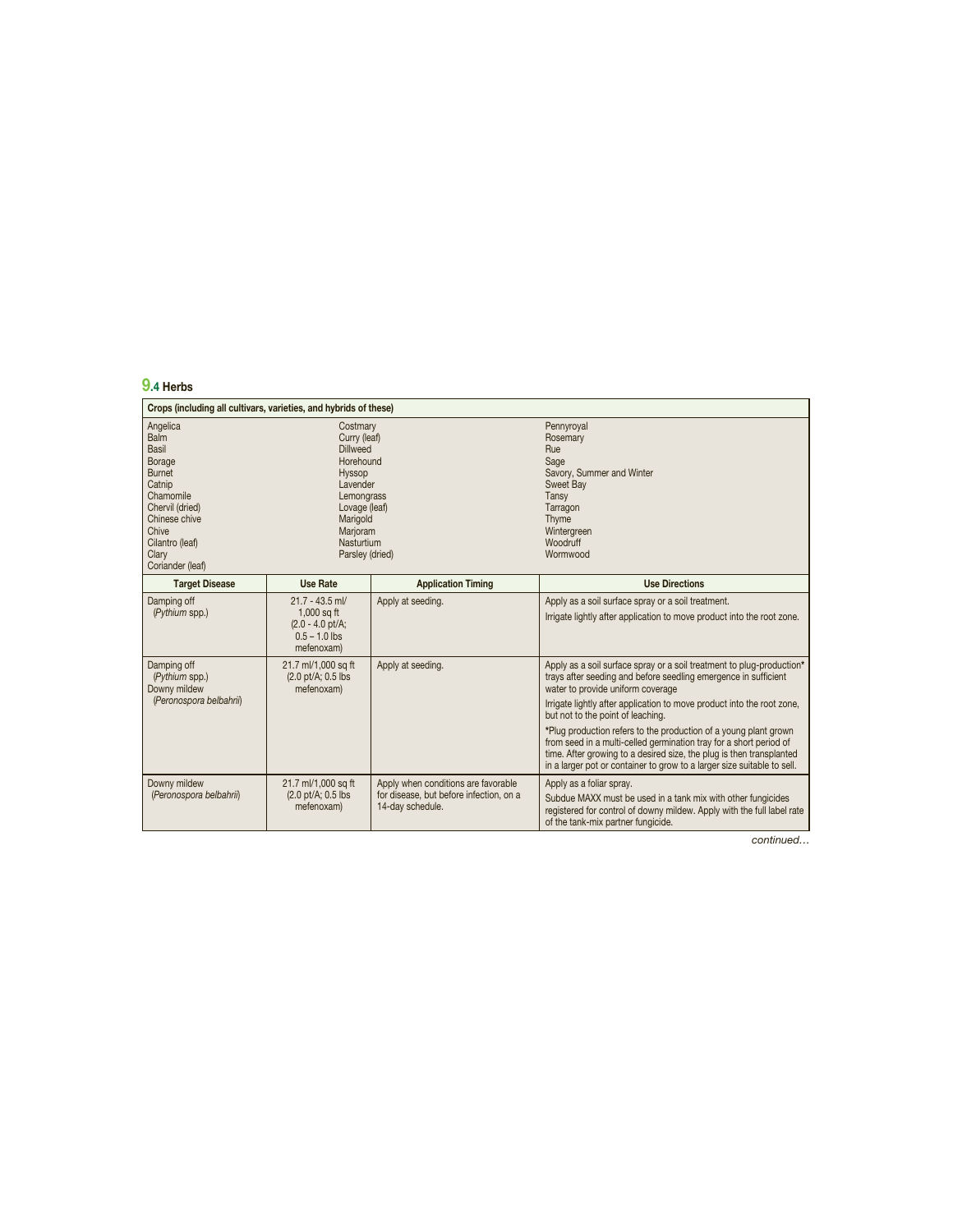## 9.4 Herbs

| Crops (including all cultivars, varieties, and hybrids of these) | | |
|---|---|---|
| Angelica<br>Balm<br>Basil<br>Borage<br>Burnet<br>Catnip<br>Chamomile<br>Chervil (dried)<br>Chinese chive<br>Chive<br>Cilantro (leaf)<br>Clary<br>Coriander (leaf) | Costmary<br>Curry (leaf)<br>Dillweed<br>Horehound<br>Hyssop<br>Lavender<br>Lemongrass<br>Lovage (leaf)<br>Marigold<br>Marjoram<br>Nasturtium<br>Parsley (dried) | Pennyroyal<br>Rosemary<br>Rue<br>Sage<br>Savory, Summer and Winter<br>Sweet Bay<br>Tansy<br>Tarragon<br>Thyme<br>Wintergreen<br>Woodruff<br>Wormwood |

| Target Disease | Use Rate | Application Timing | Use Directions |
|---|---|---|---|
| Damping off<br>(*Pythium* spp.) | 21.7 - 43.5 ml/<br>1,000 sq ft<br>(2.0 - 4.0 pt/A;<br>0.5 – 1.0 lbs<br>mefenoxam) | Apply at seeding. | Apply as a soil surface spray or a soil treatment.<br><br>Irrigate lightly after application to move product into the root zone. |
| Damping off<br>(*Pythium* spp.)<br>Downy mildew<br>(*Peronospora belbahrii*) | 21.7 ml/1,000 sq ft<br>(2.0 pt/A; 0.5 lbs<br>mefenoxam) | Apply at seeding. | Apply as a soil surface spray or a soil treatment to plug-production* trays after seeding and before seedling emergence in sufficient water to provide uniform coverage<br><br>Irrigate lightly after application to move product into the root zone, but not to the point of leaching.<br><br>*Plug production refers to the production of a young plant grown from seed in a multi-celled germination tray for a short period of time. After growing to a desired size, the plug is then transplanted in a larger pot or container to grow to a larger size suitable to sell. |
| Downy mildew<br>(*Peronospora belbahrii*) | 21.7 ml/1,000 sq ft<br>(2.0 pt/A; 0.5 lbs<br>mefenoxam) | Apply when conditions are favorable for disease, but before infection, on a 14-day schedule. | Apply as a foliar spray.<br><br>Subdue MAXX must be used in a tank mix with other fungicides registered for control of downy mildew. Apply with the full label rate of the tank-mix partner fungicide. |

*continued…*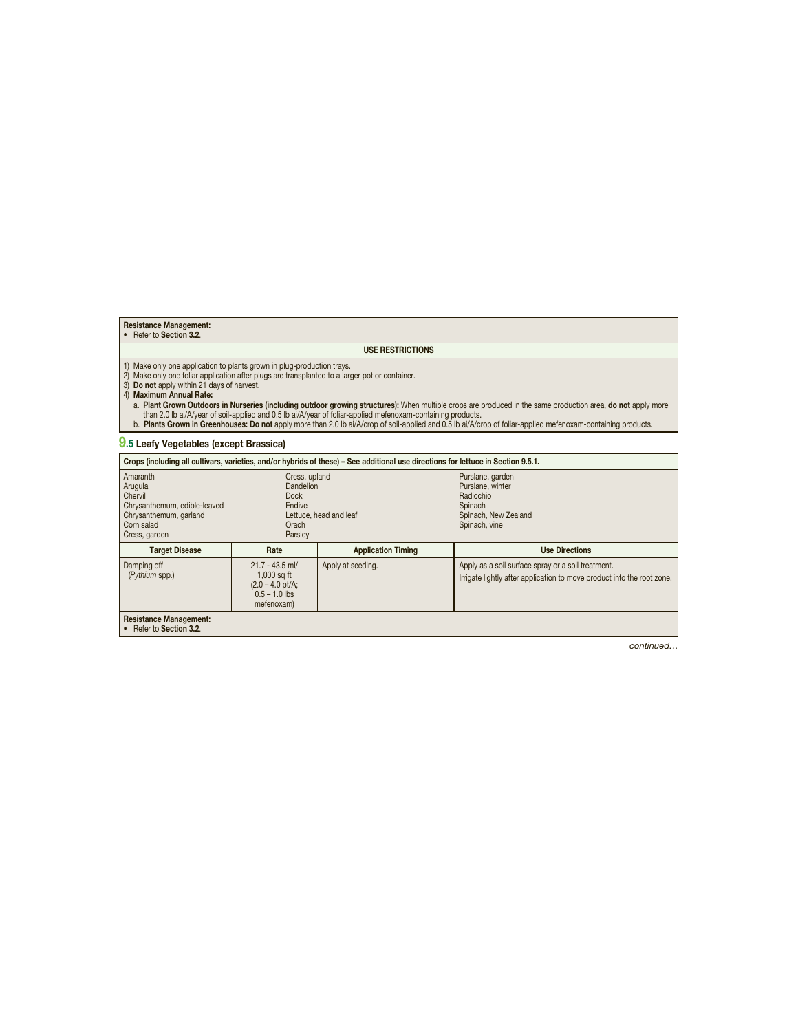**Resistance Management:**
- Refer to **Section 3.2**.

**USE RESTRICTIONS**

1) Make only one application to plants grown in plug-production trays.
2) Make only one foliar application after plugs are transplanted to a larger pot or container.
3) **Do not** apply within 21 days of harvest.
4) **Maximum Annual Rate:**
   a. **Plant Grown Outdoors in Nurseries (including outdoor growing structures):** When multiple crops are produced in the same production area, **do not** apply more than 2.0 lb ai/A/year of soil-applied and 0.5 lb ai/A/year of foliar-applied mefenoxam-containing products.
   b. **Plants Grown in Greenhouses: Do not** apply more than 2.0 lb ai/A/crop of soil-applied and 0.5 lb ai/A/crop of foliar-applied mefenoxam-containing products.

## 9.5 Leafy Vegetables (except Brassica)

**Crops (including all cultivars, varieties, and/or hybrids of these) – See additional use directions for lettuce in Section 9.5.1.**

| | | |
|---|---|---|
| Amaranth | Cress, upland | Purslane, garden |
| Arugula | Dandelion | Purslane, winter |
| Chervil | Dock | Radicchio |
| Chrysanthemum, edible-leaved | Endive | Spinach |
| Chrysanthemum, garland | Lettuce, head and leaf | Spinach, New Zealand |
| Corn salad | Orach | Spinach, vine |
| Cress, garden | Parsley | |

| Target Disease | Rate | Application Timing | Use Directions |
|---|---|---|---|
| Damping off (*Pythium* spp.) | 21.7 - 43.5 ml/ 1,000 sq ft (2.0 – 4.0 pt/A; 0.5 – 1.0 lbs mefenoxam) | Apply at seeding. | Apply as a soil surface spray or a soil treatment. Irrigate lightly after application to move product into the root zone. |

**Resistance Management:**
- Refer to **Section 3.2**.

*continued…*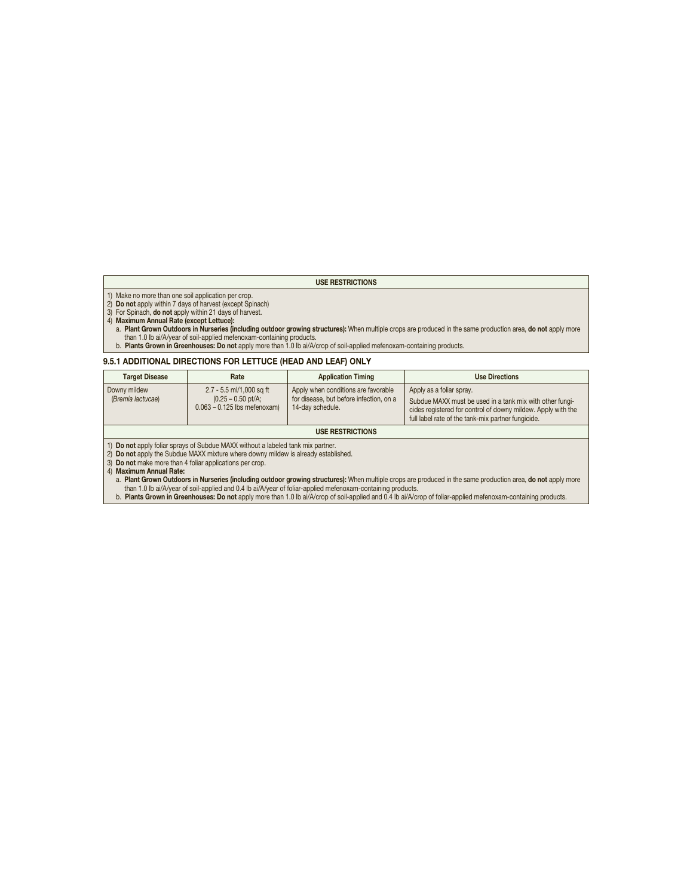| USE RESTRICTIONS |
|---|
| 1) Make no more than one soil application per crop.<br>2) **Do not** apply within 7 days of harvest (except Spinach)<br>3) For Spinach, **do not** apply within 21 days of harvest.<br>4) **Maximum Annual Rate (except Lettuce):**<br>a. **Plant Grown Outdoors in Nurseries (including outdoor growing structures):** When multiple crops are produced in the same production area, **do not** apply more than 1.0 lb ai/A/year of soil-applied mefenoxam-containing products.<br>b. **Plants Grown in Greenhouses: Do not** apply more than 1.0 lb ai/A/crop of soil-applied mefenoxam-containing products. |

### 9.5.1 ADDITIONAL DIRECTIONS FOR LETTUCE (HEAD AND LEAF) ONLY

| Target Disease | Rate | Application Timing | Use Directions |
|---|---|---|---|
| Downy mildew (*Bremia lactucae*) | 2.7 - 5.5 ml/1,000 sq ft (0.25 – 0.50 pt/A; 0.063 – 0.125 lbs mefenoxam) | Apply when conditions are favorable for disease, but before infection, on a 14-day schedule. | Apply as a foliar spray.<br>Subdue MAXX must be used in a tank mix with other fungicides registered for control of downy mildew. Apply with the full label rate of the tank-mix partner fungicide. |
| **USE RESTRICTIONS** | | | |
| 1) **Do not** apply foliar sprays of Subdue MAXX without a labeled tank mix partner.<br>2) **Do not** apply the Subdue MAXX mixture where downy mildew is already established.<br>3) **Do not** make more than 4 foliar applications per crop.<br>4) **Maximum Annual Rate:**<br>a. **Plant Grown Outdoors in Nurseries (including outdoor growing structures):** When multiple crops are produced in the same production area, **do not** apply more than 1.0 lb ai/A/year of soil-applied and 0.4 lb ai/A/year of foliar-applied mefenoxam-containing products.<br>b. **Plants Grown in Greenhouses: Do not** apply more than 1.0 lb ai/A/crop of soil-applied and 0.4 lb ai/A/crop of foliar-applied mefenoxam-containing products. | | | |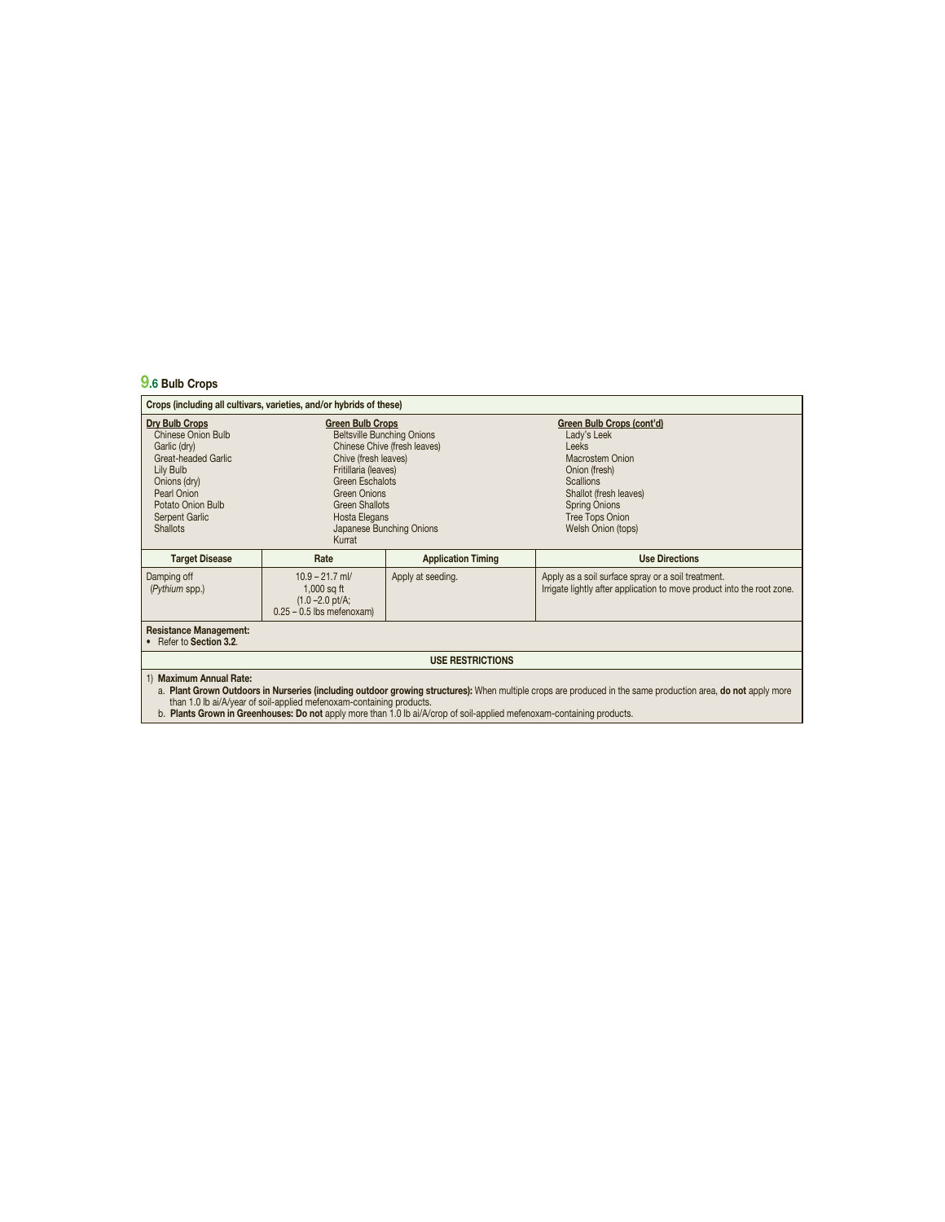## 9.6 Bulb Crops

**Crops (including all cultivars, varieties, and/or hybrids of these)**

| Dry Bulb Crops | Green Bulb Crops | Green Bulb Crops (cont'd) |
|---|---|---|
| Chinese Onion Bulb<br>Garlic (dry)<br>Great-headed Garlic<br>Lily Bulb<br>Onions (dry)<br>Pearl Onion<br>Potato Onion Bulb<br>Serpent Garlic<br>Shallots | Beltsville Bunching Onions<br>Chinese Chive (fresh leaves)<br>Chive (fresh leaves)<br>Fritillaria (leaves)<br>Green Eschalots<br>Green Onions<br>Green Shallots<br>Hosta Elegans<br>Japanese Bunching Onions<br>Kurrat | Lady's Leek<br>Leeks<br>Macrostem Onion<br>Onion (fresh)<br>Scallions<br>Shallot (fresh leaves)<br>Spring Onions<br>Tree Tops Onion<br>Welsh Onion (tops) |

| Target Disease | Rate | Application Timing | Use Directions |
|---|---|---|---|
| Damping off (*Pythium* spp.) | 10.9 – 21.7 ml/ 1,000 sq ft (1.0 –2.0 pt/A; 0.25 – 0.5 lbs mefenoxam) | Apply at seeding. | Apply as a soil surface spray or a soil treatment. Irrigate lightly after application to move product into the root zone. |

**Resistance Management:**

- Refer to **Section 3.2**.

**USE RESTRICTIONS**

1) **Maximum Annual Rate:**

a. **Plant Grown Outdoors in Nurseries (including outdoor growing structures):** When multiple crops are produced in the same production area, **do not** apply more than 1.0 lb ai/A/year of soil-applied mefenoxam-containing products.

b. **Plants Grown in Greenhouses: Do not** apply more than 1.0 lb ai/A/crop of soil-applied mefenoxam-containing products.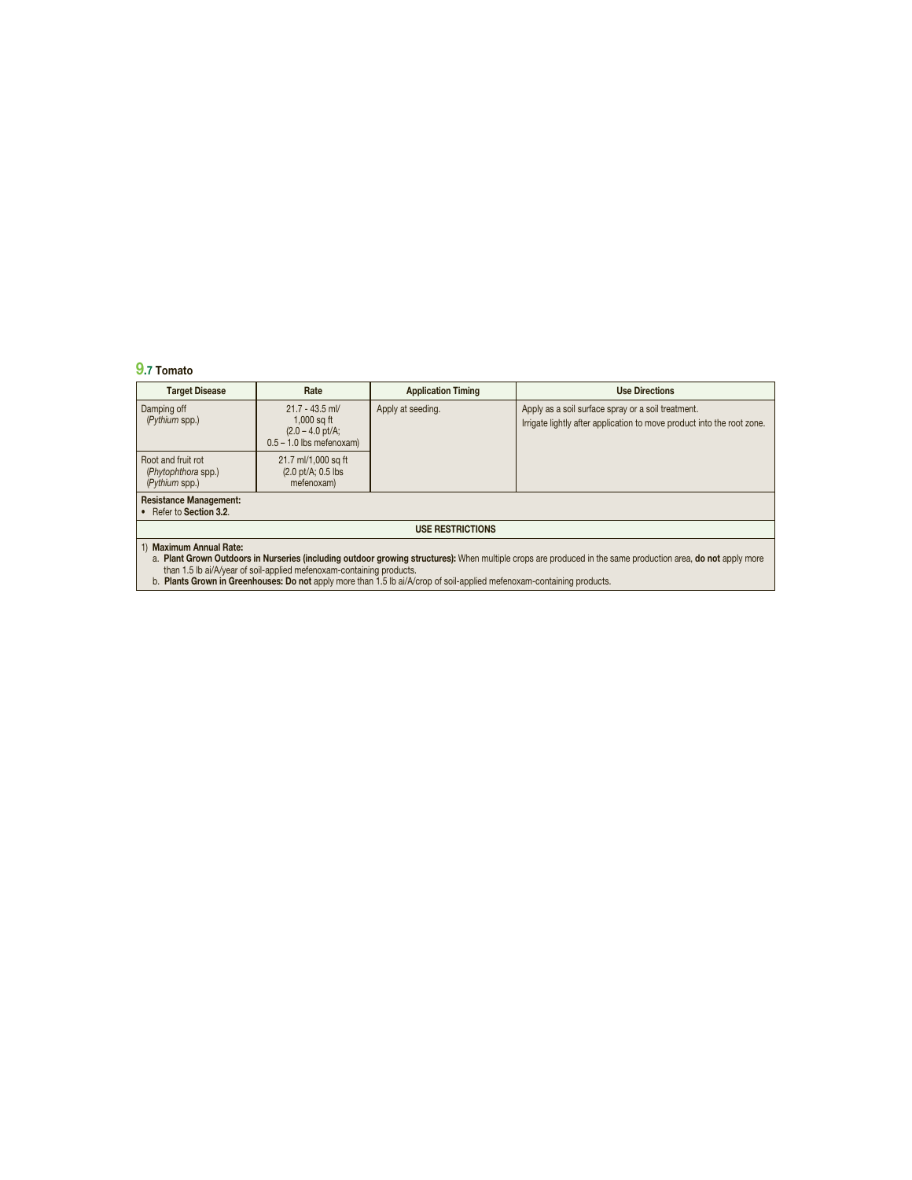### 9.7 Tomato

| Target Disease | Rate | Application Timing | Use Directions |
|---|---|---|---|
| Damping off (*Pythium* spp.) | 21.7 - 43.5 ml/ 1,000 sq ft (2.0 – 4.0 pt/A; 0.5 – 1.0 lbs mefenoxam) | Apply at seeding. | Apply as a soil surface spray or a soil treatment. Irrigate lightly after application to move product into the root zone. |
| Root and fruit rot (*Phytophthora* spp.) (*Pythium* spp.) | 21.7 ml/1,000 sq ft (2.0 pt/A; 0.5 lbs mefenoxam) | | |

**Resistance Management:**
- Refer to **Section 3.2**.

**USE RESTRICTIONS**

1) **Maximum Annual Rate:**
   a. **Plant Grown Outdoors in Nurseries (including outdoor growing structures):** When multiple crops are produced in the same production area, **do not** apply more than 1.5 lb ai/A/year of soil-applied mefenoxam-containing products.
   b. **Plants Grown in Greenhouses: Do not** apply more than 1.5 lb ai/A/crop of soil-applied mefenoxam-containing products.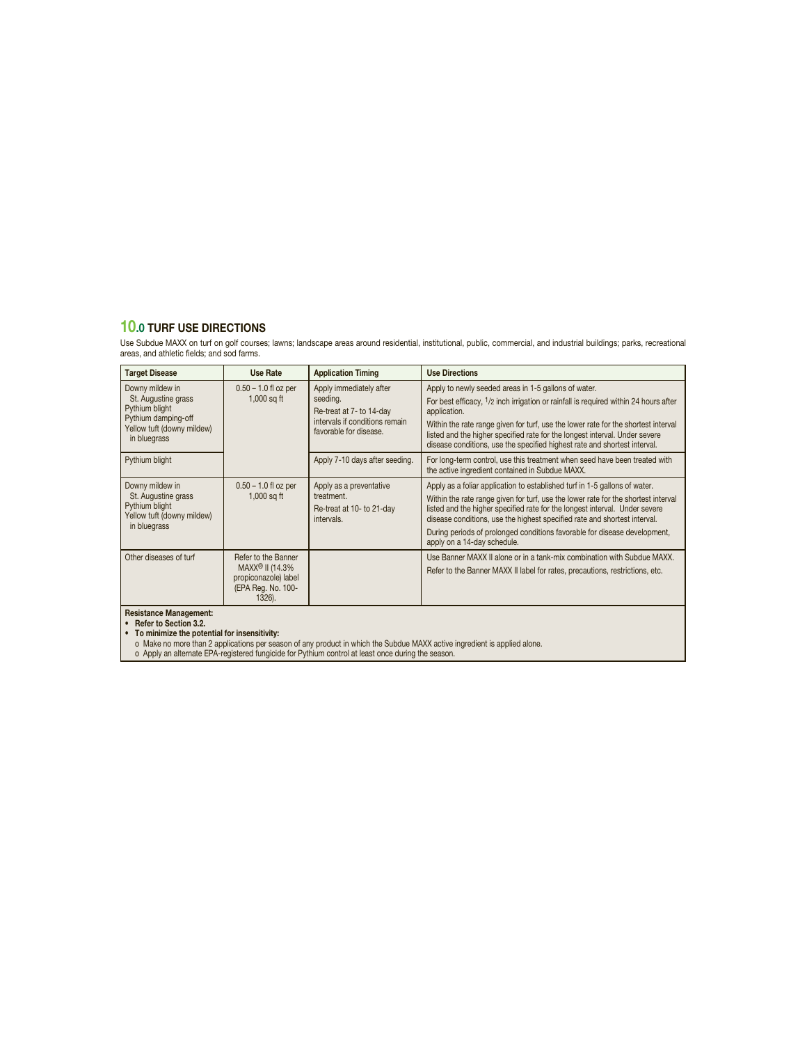## 10.0 TURF USE DIRECTIONS

Use Subdue MAXX on turf on golf courses; lawns; landscape areas around residential, institutional, public, commercial, and industrial buildings; parks, recreational areas, and athletic fields; and sod farms.

| Target Disease | Use Rate | Application Timing | Use Directions |
|---|---|---|---|
| Downy mildew in St. Augustine grass<br>Pythium blight<br>Pythium damping-off<br>Yellow tuft (downy mildew) in bluegrass | 0.50 – 1.0 fl oz per 1,000 sq ft | Apply immediately after seeding.<br>Re-treat at 7- to 14-day intervals if conditions remain favorable for disease. | Apply to newly seeded areas in 1-5 gallons of water.<br>For best efficacy, 1/2 inch irrigation or rainfall is required within 24 hours after application.<br>Within the rate range given for turf, use the lower rate for the shortest interval listed and the higher specified rate for the longest interval. Under severe disease conditions, use the specified highest rate and shortest interval. |
| Pythium blight | | Apply 7-10 days after seeding. | For long-term control, use this treatment when seed have been treated with the active ingredient contained in Subdue MAXX. |
| Downy mildew in St. Augustine grass<br>Pythium blight<br>Yellow tuft (downy mildew) in bluegrass | 0.50 – 1.0 fl oz per 1,000 sq ft | Apply as a preventative treatment.<br>Re-treat at 10- to 21-day intervals. | Apply as a foliar application to established turf in 1-5 gallons of water.<br>Within the rate range given for turf, use the lower rate for the shortest interval listed and the higher specified rate for the longest interval. Under severe disease conditions, use the highest specified rate and shortest interval.<br>During periods of prolonged conditions favorable for disease development, apply on a 14-day schedule. |
| Other diseases of turf | Refer to the Banner MAXX® II (14.3% propiconazole) label (EPA Reg. No. 100-1326). | | Use Banner MAXX II alone or in a tank-mix combination with Subdue MAXX.<br>Refer to the Banner MAXX II label for rates, precautions, restrictions, etc. |

**Resistance Management:**

- **Refer to Section 3.2.**
- **To minimize the potential for insensitivity:**
  - o Make no more than 2 applications per season of any product in which the Subdue MAXX active ingredient is applied alone.
  - o Apply an alternate EPA-registered fungicide for Pythium control at least once during the season.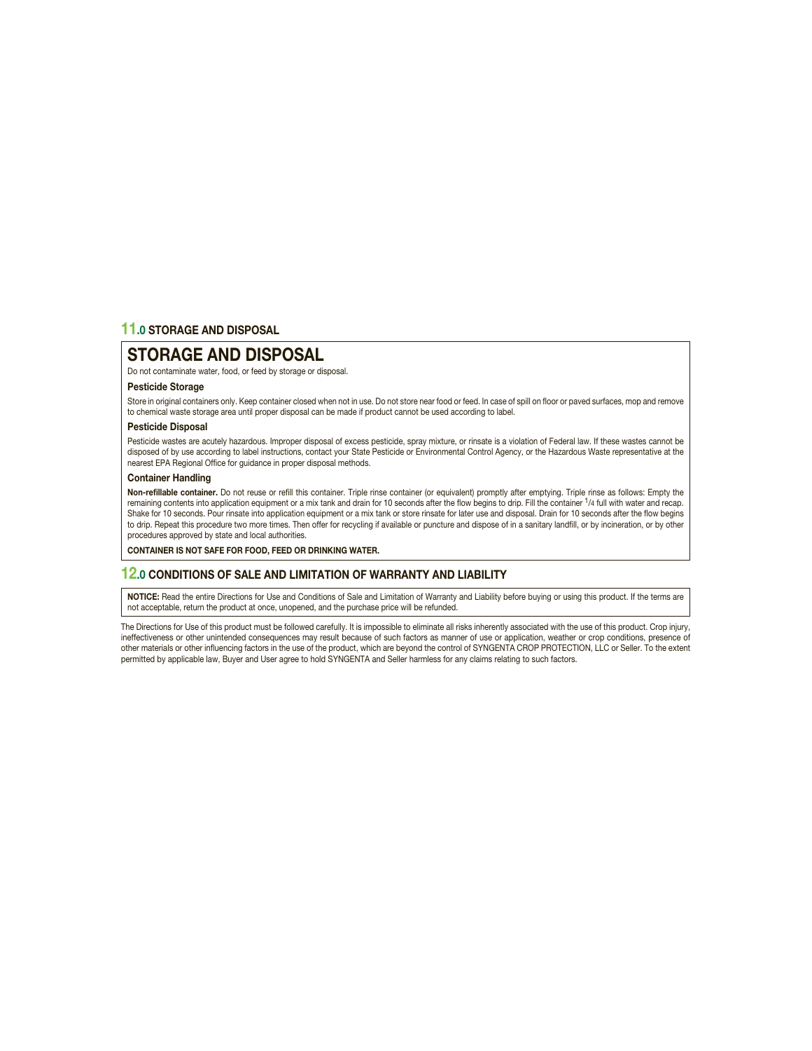## 11.0 STORAGE AND DISPOSAL

# STORAGE AND DISPOSAL

Do not contaminate water, food, or feed by storage or disposal.

### Pesticide Storage

Store in original containers only. Keep container closed when not in use. Do not store near food or feed. In case of spill on floor or paved surfaces, mop and remove to chemical waste storage area until proper disposal can be made if product cannot be used according to label.

### Pesticide Disposal

Pesticide wastes are acutely hazardous. Improper disposal of excess pesticide, spray mixture, or rinsate is a violation of Federal law. If these wastes cannot be disposed of by use according to label instructions, contact your State Pesticide or Environmental Control Agency, or the Hazardous Waste representative at the nearest EPA Regional Office for guidance in proper disposal methods.

### Container Handling

**Non-refillable container.** Do not reuse or refill this container. Triple rinse container (or equivalent) promptly after emptying. Triple rinse as follows: Empty the remaining contents into application equipment or a mix tank and drain for 10 seconds after the flow begins to drip. Fill the container 1/4 full with water and recap. Shake for 10 seconds. Pour rinsate into application equipment or a mix tank or store rinsate for later use and disposal. Drain for 10 seconds after the flow begins to drip. Repeat this procedure two more times. Then offer for recycling if available or puncture and dispose of in a sanitary landfill, or by incineration, or by other procedures approved by state and local authorities.

**CONTAINER IS NOT SAFE FOR FOOD, FEED OR DRINKING WATER.**

## 12.0 CONDITIONS OF SALE AND LIMITATION OF WARRANTY AND LIABILITY

**NOTICE:** Read the entire Directions for Use and Conditions of Sale and Limitation of Warranty and Liability before buying or using this product. If the terms are not acceptable, return the product at once, unopened, and the purchase price will be refunded.

The Directions for Use of this product must be followed carefully. It is impossible to eliminate all risks inherently associated with the use of this product. Crop injury, ineffectiveness or other unintended consequences may result because of such factors as manner of use or application, weather or crop conditions, presence of other materials or other influencing factors in the use of the product, which are beyond the control of SYNGENTA CROP PROTECTION, LLC or Seller. To the extent permitted by applicable law, Buyer and User agree to hold SYNGENTA and Seller harmless for any claims relating to such factors.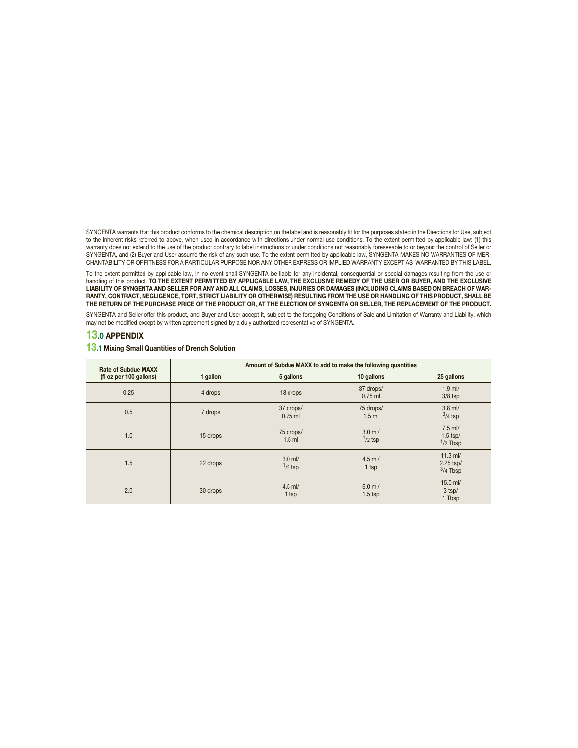SYNGENTA warrants that this product conforms to the chemical description on the label and is reasonably fit for the purposes stated in the Directions for Use, subject to the inherent risks referred to above, when used in accordance with directions under normal use conditions. To the extent permitted by applicable law: (1) this warranty does not extend to the use of the product contrary to label instructions or under conditions not reasonably foreseeable to or beyond the control of Seller or SYNGENTA, and (2) Buyer and User assume the risk of any such use. To the extent permitted by applicable law, SYNGENTA MAKES NO WARRANTIES OF MERCHANTABILITY OR OF FITNESS FOR A PARTICULAR PURPOSE NOR ANY OTHER EXPRESS OR IMPLIED WARRANTY EXCEPT AS WARRANTED BY THIS LABEL.

To the extent permitted by applicable law, in no event shall SYNGENTA be liable for any incidental, consequential or special damages resulting from the use or handling of this product. **TO THE EXTENT PERMITTED BY APPLICABLE LAW, THE EXCLUSIVE REMEDY OF THE USER OR BUYER, AND THE EXCLUSIVE LIABILITY OF SYNGENTA AND SELLER FOR ANY AND ALL CLAIMS, LOSSES, INJURIES OR DAMAGES (INCLUDING CLAIMS BASED ON BREACH OF WARRANTY, CONTRACT, NEGLIGENCE, TORT, STRICT LIABILITY OR OTHERWISE) RESULTING FROM THE USE OR HANDLING OF THIS PRODUCT, SHALL BE THE RETURN OF THE PURCHASE PRICE OF THE PRODUCT OR, AT THE ELECTION OF SYNGENTA OR SELLER, THE REPLACEMENT OF THE PRODUCT.**

SYNGENTA and Seller offer this product, and Buyer and User accept it, subject to the foregoing Conditions of Sale and Limitation of Warranty and Liability, which may not be modified except by written agreement signed by a duly authorized representative of SYNGENTA.

## 13.0 APPENDIX

### 13.1 Mixing Small Quantities of Drench Solution

| Rate of Subdue MAXX (fl oz per 100 gallons) | Amount of Subdue MAXX to add to make the following quantities | | | |
|---|---|---|---|---|
| | 1 gallon | 5 gallons | 10 gallons | 25 gallons |
| 0.25 | 4 drops | 18 drops | 37 drops/ 0.75 ml | 1.9 ml/ 3/8 tsp |
| 0.5 | 7 drops | 37 drops/ 0.75 ml | 75 drops/ 1.5 ml | 3.8 ml/ 3/4 tsp |
| 1.0 | 15 drops | 75 drops/ 1.5 ml | 3.0 ml/ 1/2 tsp | 7.5 ml/ 1.5 tsp/ 1/2 Tbsp |
| 1.5 | 22 drops | 3.0 ml/ 1/2 tsp | 4.5 ml/ 1 tsp | 11.3 ml/ 2.25 tsp/ 3/4 Tbsp |
| 2.0 | 30 drops | 4.5 ml/ 1 tsp | 6.0 ml/ 1.5 tsp | 15.0 ml/ 3 tsp/ 1 Tbsp |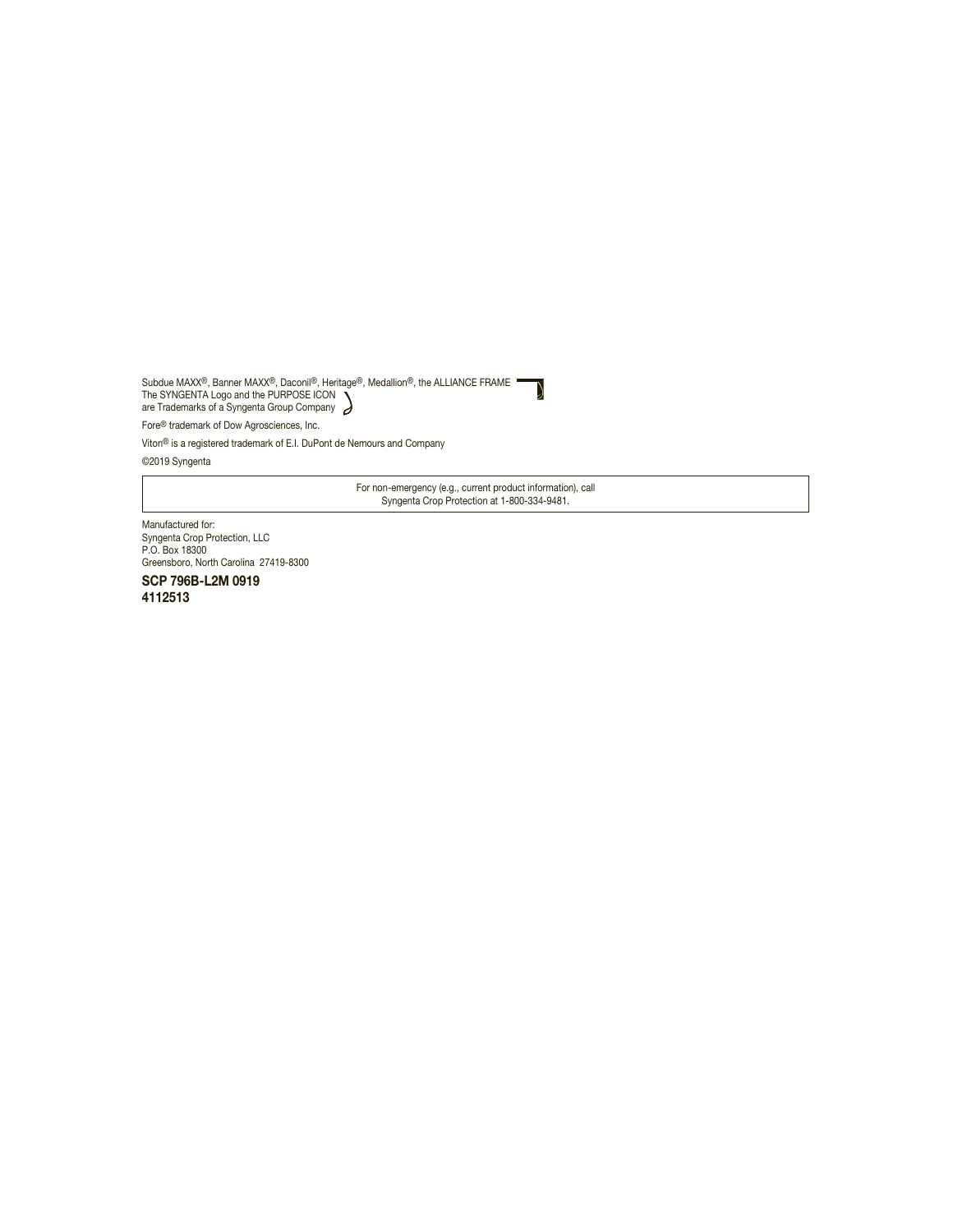Subdue MAXX®, Banner MAXX®, Daconil®, Heritage®, Medallion®, the ALLIANCE FRAME
The SYNGENTA Logo and the PURPOSE ICON
are Trademarks of a Syngenta Group Company

Fore® trademark of Dow Agrosciences, Inc.

Viton® is a registered trademark of E.I. DuPont de Nemours and Company

©2019 Syngenta

For non-emergency (e.g., current product information), call
Syngenta Crop Protection at 1-800-334-9481.

Manufactured for:
Syngenta Crop Protection, LLC
P.O. Box 18300
Greensboro, North Carolina 27419-8300

**SCP 796B-L2M 0919**
**4112513**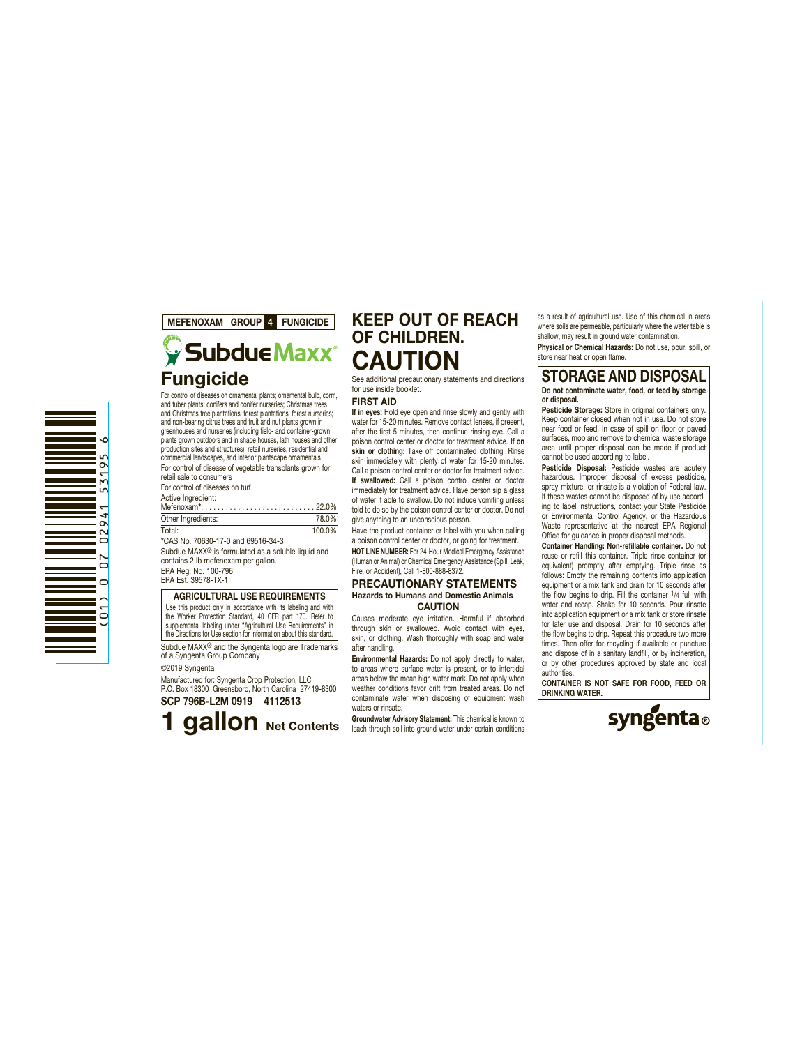(01) 0 07 02941 53195 6

**MEFENOXAM | GROUP 4 | FUNGICIDE**

# Subdue Maxx®

## Fungicide

For control of diseases on ornamental plants; ornamental bulb, corm, and tuber plants; conifers and conifer nurseries; Christmas trees and Christmas tree plantations; forest plantations; forest nurseries; and non-bearing citrus trees and fruit and nut plants grown in greenhouses and nurseries (including field- and container-grown plants grown outdoors and in shade houses, lath houses and other production sites and structures), retail nurseries, residential and commercial landscapes, and interior plantscape ornamentals

For control of disease of vegetable transplants grown for retail sale to consumers

For control of diseases on turf

| | |
|---|---|
| Active Ingredient: | |
| Mefenoxam*: | 22.0% |
| Other Ingredients: | 78.0% |
| Total: | 100.0% |

*CAS No. 70630-17-0 and 69516-34-3

Subdue MAXX® is formulated as a soluble liquid and contains 2 lb mefenoxam per gallon.

EPA Reg. No. 100-796
EPA Est. 39578-TX-1

**AGRICULTURAL USE REQUIREMENTS**

Use this product only in accordance with its labeling and with the Worker Protection Standard, 40 CFR part 170. Refer to supplemental labeling under "Agricultural Use Requirements" in the Directions for Use section for information about this standard.

Subdue MAXX® and the Syngenta logo are Trademarks of a Syngenta Group Company

©2019 Syngenta

Manufactured for: Syngenta Crop Protection, LLC
P.O. Box 18300 Greensboro, North Carolina 27419-8300

**SCP 796B-L2M 0919 4112513**

# 1 gallon Net Contents

# KEEP OUT OF REACH OF CHILDREN.

# CAUTION

See additional precautionary statements and directions for use inside booklet.

### FIRST AID

**If in eyes:** Hold eye open and rinse slowly and gently with water for 15-20 minutes. Remove contact lenses, if present, after the first 5 minutes, then continue rinsing eye. Call a poison control center or doctor for treatment advice. **If on skin or clothing:** Take off contaminated clothing. Rinse skin immediately with plenty of water for 15-20 minutes. Call a poison control center or doctor for treatment advice. **If swallowed:** Call a poison control center or doctor immediately for treatment advice. Have person sip a glass of water if able to swallow. Do not induce vomiting unless told to do so by the poison control center or doctor. Do not give anything to an unconscious person.

Have the product container or label with you when calling a poison control center or doctor, or going for treatment.

**HOT LINE NUMBER:** For 24-Hour Medical Emergency Assistance (Human or Animal) or Chemical Emergency Assistance (Spill, Leak, Fire, or Accident), Call 1-800-888-8372.

### PRECAUTIONARY STATEMENTS

**Hazards to Humans and Domestic Animals**

**CAUTION**

Causes moderate eye irritation. Harmful if absorbed through skin or swallowed. Avoid contact with eyes, skin, or clothing. Wash thoroughly with soap and water after handling.

**Environmental Hazards:** Do not apply directly to water, to areas where surface water is present, or to intertidal areas below the mean high water mark. Do not apply when weather conditions favor drift from treated areas. Do not contaminate water when disposing of equipment wash waters or rinsate.

**Groundwater Advisory Statement:** This chemical is known to leach through soil into ground water under certain conditions as a result of agricultural use. Use of this chemical in areas where soils are permeable, particularly where the water table is shallow, may result in ground water contamination.

**Physical or Chemical Hazards:** Do not use, pour, spill, or store near heat or open flame.

## STORAGE AND DISPOSAL

**Do not contaminate water, food, or feed by storage or disposal.**

**Pesticide Storage:** Store in original containers only. Keep container closed when not in use. Do not store near food or feed. In case of spill on floor or paved surfaces, mop and remove to chemical waste storage area until proper disposal can be made if product cannot be used according to label.

**Pesticide Disposal:** Pesticide wastes are acutely hazardous. Improper disposal of excess pesticide, spray mixture, or rinsate is a violation of Federal law. If these wastes cannot be disposed of by use according to label instructions, contact your State Pesticide or Environmental Control Agency, or the Hazardous Waste representative at the nearest EPA Regional Office for guidance in proper disposal methods.

**Container Handling: Non-refillable container.** Do not reuse or refill this container. Triple rinse container (or equivalent) promptly after emptying. Triple rinse as follows: Empty the remaining contents into application equipment or a mix tank and drain for 10 seconds after the flow begins to drip. Fill the container 1/4 full with water and recap. Shake for 10 seconds. Pour rinsate into application equipment or a mix tank or store rinsate for later use and disposal. Drain for 10 seconds after the flow begins to drip. Repeat this procedure two more times. Then offer for recycling if available or puncture and dispose of in a sanitary landfill, or by incineration, or by other procedures approved by state and local authorities.

**CONTAINER IS NOT SAFE FOR FOOD, FEED OR DRINKING WATER.**

syngenta®